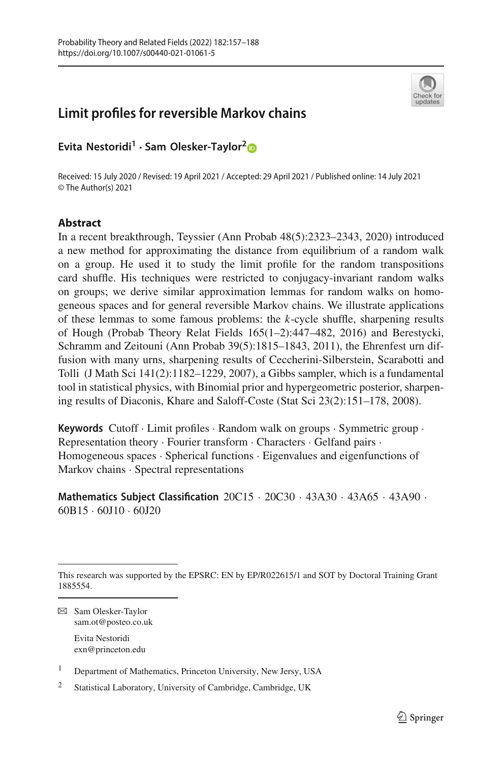# Limit profiles for reversible Markov chains

**Evita Nestoridi[1] · Sam Olesker-Taylor[2]**

Received: 15 July 2020 / Revised: 19 April 2021 / Accepted: 29 April 2021 / Published online: 14 July 2021
© The Author(s) 2021

## Abstract

In a recent breakthrough, Teyssier (Ann Probab 48(5):2323–2343, 2020) introduced a new method for approximating the distance from equilibrium of a random walk on a group. He used it to study the limit profile for the random transpositions card shuffle. His techniques were restricted to conjugacy-invariant random walks on groups; we derive similar approximation lemmas for random walks on homogeneous spaces and for general reversible Markov chains. We illustrate applications of these lemmas to some famous problems: the $k$-cycle shuffle, sharpening results of Hough (Probab Theory Relat Fields 165(1–2):447–482, 2016) and Berestycki, Schramm and Zeitouni (Ann Probab 39(5):1815–1843, 2011), the Ehrenfest urn diffusion with many urns, sharpening results of Ceccherini-Silberstein, Scarabotti and Tolli (J Math Sci 141(2):1182–1229, 2007), a Gibbs sampler, which is a fundamental tool in statistical physics, with Binomial prior and hypergeometric posterior, sharpening results of Diaconis, Khare and Saloff-Coste (Stat Sci 23(2):151–178, 2008).

**Keywords** Cutoff · Limit profiles · Random walk on groups · Symmetric group · Representation theory · Fourier transform · Characters · Gelfand pairs · Homogeneous spaces · Spherical functions · Eigenvalues and eigenfunctions of Markov chains · Spectral representations

**Mathematics Subject Classification** 20C15 · 20C30 · 43A30 · 43A65 · 43A90 · 60B15 · 60J10 · 60J20

This research was supported by the EPSRC: EN by EP/R022615/1 and SOT by Doctoral Training Grant 1885554.

✉ Sam Olesker-Taylor
sam.ot@posteo.co.uk

Evita Nestoridi
exn@princeton.edu

[1] Department of Mathematics, Princeton University, New Jersey, USA

[2] Statistical Laboratory, University of Cambridge, Cambridge, UK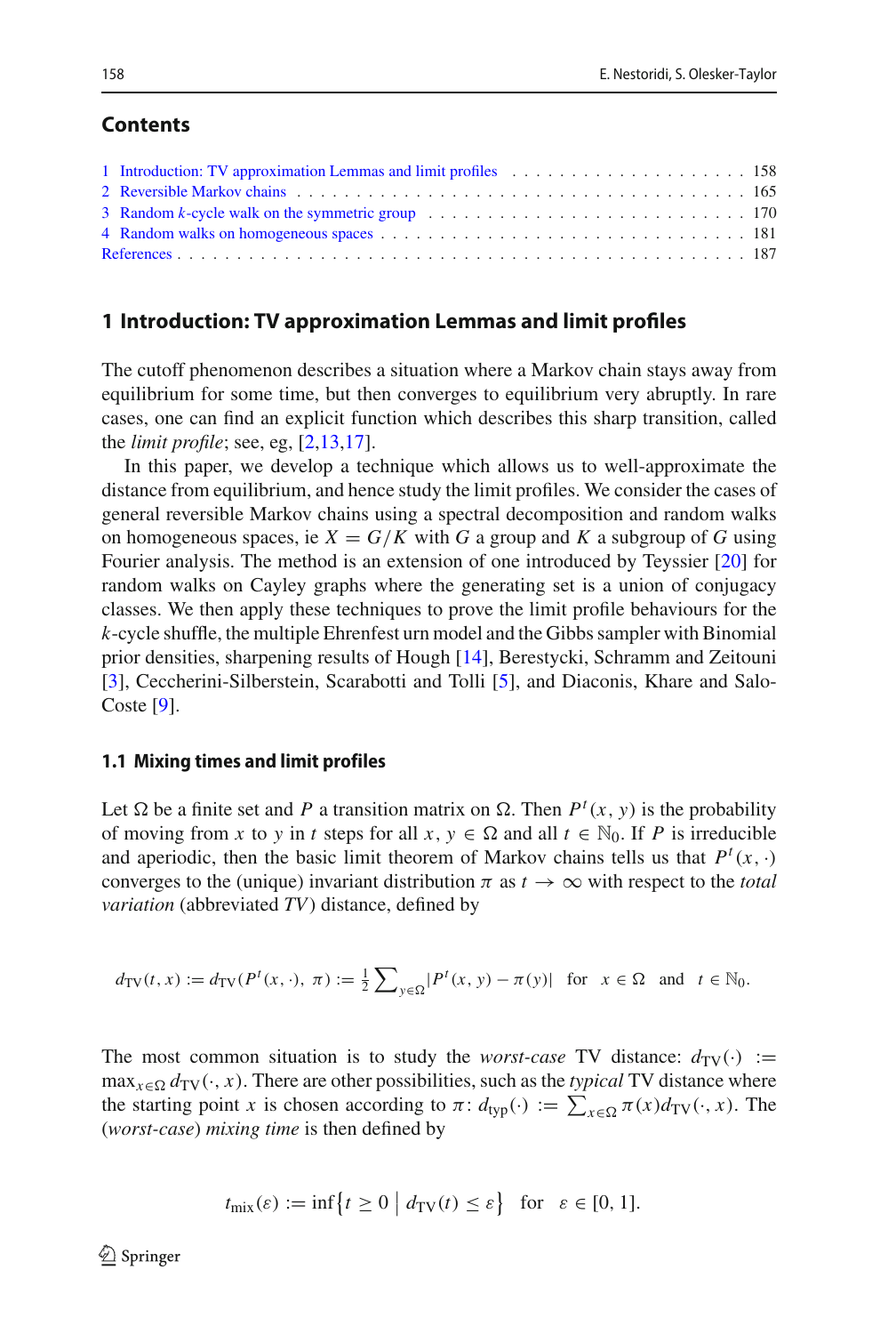## Contents

1 Introduction: TV approximation Lemmas and limit profiles . . . . . . . . . . . . . . . . . . . . 158
2 Reversible Markov chains . . . . . . . . . . . . . . . . . . . . . . . . . . . . . . . . . . . . . 165
3 Random $k$-cycle walk on the symmetric group . . . . . . . . . . . . . . . . . . . . . . . . . 170
4 Random walks on homogeneous spaces . . . . . . . . . . . . . . . . . . . . . . . . . . . . . 181
References . . . . . . . . . . . . . . . . . . . . . . . . . . . . . . . . . . . . . . . . . . . . 187

## 1 Introduction: TV approximation Lemmas and limit profiles

The cutoff phenomenon describes a situation where a Markov chain stays away from equilibrium for some time, but then converges to equilibrium very abruptly. In rare cases, one can find an explicit function which describes this sharp transition, called the *limit profile*; see, eg, [2,13,17].

In this paper, we develop a technique which allows us to well-approximate the distance from equilibrium, and hence study the limit profiles. We consider the cases of general reversible Markov chains using a spectral decomposition and random walks on homogeneous spaces, ie $X = G/K$ with $G$ a group and $K$ a subgroup of $G$ using Fourier analysis. The method is an extension of one introduced by Teyssier [20] for random walks on Cayley graphs where the generating set is a union of conjugacy classes. We then apply these techniques to prove the limit profile behaviours for the $k$-cycle shuffle, the multiple Ehrenfest urn model and the Gibbs sampler with Binomial prior densities, sharpening results of Hough [14], Berestycki, Schramm and Zeitouni [3], Ceccherini-Silberstein, Scarabotti and Tolli [5], and Diaconis, Khare and Salo-Coste [9].

### 1.1 Mixing times and limit profiles

Let $\Omega$ be a finite set and $P$ a transition matrix on $\Omega$. Then $P^t(x, y)$ is the probability of moving from $x$ to $y$ in $t$ steps for all $x, y \in \Omega$ and all $t \in \mathbb{N}_0$. If $P$ is irreducible and aperiodic, then the basic limit theorem of Markov chains tells us that $P^t(x, \cdot)$ converges to the (unique) invariant distribution $\pi$ as $t \to \infty$ with respect to the *total variation* (abbreviated *TV*) distance, defined by

$$d_{\mathrm{TV}}(t, x) := d_{\mathrm{TV}}(P^t(x, \cdot),\ \pi) := \tfrac{1}{2} \sum\nolimits_{y \in \Omega} |P^t(x, y) - \pi(y)| \quad \text{for} \quad x \in \Omega \quad \text{and} \quad t \in \mathbb{N}_0.$$

The most common situation is to study the *worst-case* TV distance: $d_{\mathrm{TV}}(\cdot) := \max_{x \in \Omega} d_{\mathrm{TV}}(\cdot, x)$. There are other possibilities, such as the *typical* TV distance where the starting point $x$ is chosen according to $\pi$: $d_{\mathrm{typ}}(\cdot) := \sum_{x \in \Omega} \pi(x) d_{\mathrm{TV}}(\cdot, x)$. The (*worst-case*) *mixing time* is then defined by

$$t_{\mathrm{mix}}(\varepsilon) := \inf\bigl\{t \geq 0 \bigm| d_{\mathrm{TV}}(t) \leq \varepsilon\bigr\} \quad \text{for} \quad \varepsilon \in [0, 1].$$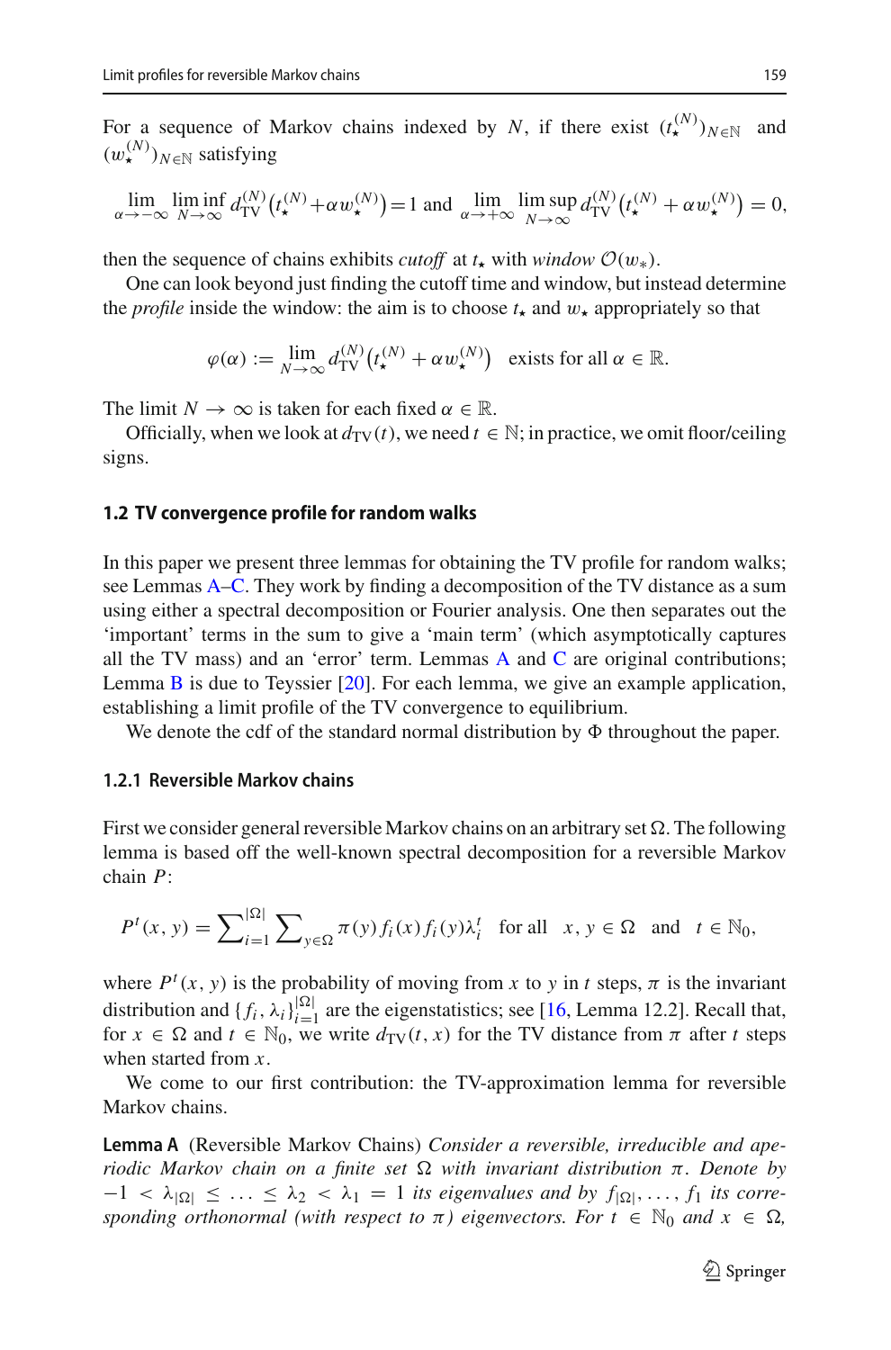For a sequence of Markov chains indexed by $N$, if there exist $(t_\star^{(N)})_{N\in\mathbb{N}}$ and $(w_\star^{(N)})_{N\in\mathbb{N}}$ satisfying

$$\lim_{\alpha\to-\infty}\liminf_{N\to\infty} d_{\mathrm{TV}}^{(N)}\big(t_\star^{(N)}+\alpha w_\star^{(N)}\big)=1 \text{ and } \lim_{\alpha\to+\infty}\limsup_{N\to\infty} d_{\mathrm{TV}}^{(N)}\big(t_\star^{(N)}+\alpha w_\star^{(N)}\big)=0,$$

then the sequence of chains exhibits *cutoff* at $t_\star$ with *window* $\mathcal{O}(w_*)$.

One can look beyond just finding the cutoff time and window, but instead determine the *profile* inside the window: the aim is to choose $t_\star$ and $w_\star$ appropriately so that

$$\varphi(\alpha) := \lim_{N\to\infty} d_{\mathrm{TV}}^{(N)}\big(t_\star^{(N)}+\alpha w_\star^{(N)}\big) \quad \text{exists for all } \alpha\in\mathbb{R}.$$

The limit $N\to\infty$ is taken for each fixed $\alpha\in\mathbb{R}$.

Officially, when we look at $d_{\mathrm{TV}}(t)$, we need $t\in\mathbb{N}$; in practice, we omit floor/ceiling signs.

### 1.2 TV convergence profile for random walks

In this paper we present three lemmas for obtaining the TV profile for random walks; see Lemmas A–C. They work by finding a decomposition of the TV distance as a sum using either a spectral decomposition or Fourier analysis. One then separates out the 'important' terms in the sum to give a 'main term' (which asymptotically captures all the TV mass) and an 'error' term. Lemmas A and C are original contributions; Lemma B is due to Teyssier [20]. For each lemma, we give an example application, establishing a limit profile of the TV convergence to equilibrium.

We denote the cdf of the standard normal distribution by $\Phi$ throughout the paper.

#### 1.2.1 Reversible Markov chains

First we consider general reversible Markov chains on an arbitrary set $\Omega$. The following lemma is based off the well-known spectral decomposition for a reversible Markov chain $P$:

$$P^t(x,y)=\sum\nolimits_{i=1}^{|\Omega|}\sum\nolimits_{y\in\Omega}\pi(y)f_i(x)f_i(y)\lambda_i^t \quad \text{for all} \quad x,y\in\Omega \quad \text{and} \quad t\in\mathbb{N}_0,$$

where $P^t(x,y)$ is the probability of moving from $x$ to $y$ in $t$ steps, $\pi$ is the invariant distribution and $\{f_i,\lambda_i\}_{i=1}^{|\Omega|}$ are the eigenstatistics; see [16, Lemma 12.2]. Recall that, for $x\in\Omega$ and $t\in\mathbb{N}_0$, we write $d_{\mathrm{TV}}(t,x)$ for the TV distance from $\pi$ after $t$ steps when started from $x$.

We come to our first contribution: the TV-approximation lemma for reversible Markov chains.

**Lemma A** (Reversible Markov Chains) *Consider a reversible, irreducible and aperiodic Markov chain on a finite set $\Omega$ with invariant distribution $\pi$. Denote by $-1<\lambda_{|\Omega|}\leq\ldots\leq\lambda_2<\lambda_1=1$ its eigenvalues and by $f_{|\Omega|},\ldots,f_1$ its corresponding orthonormal (with respect to $\pi$) eigenvectors. For $t\in\mathbb{N}_0$ and $x\in\Omega$,*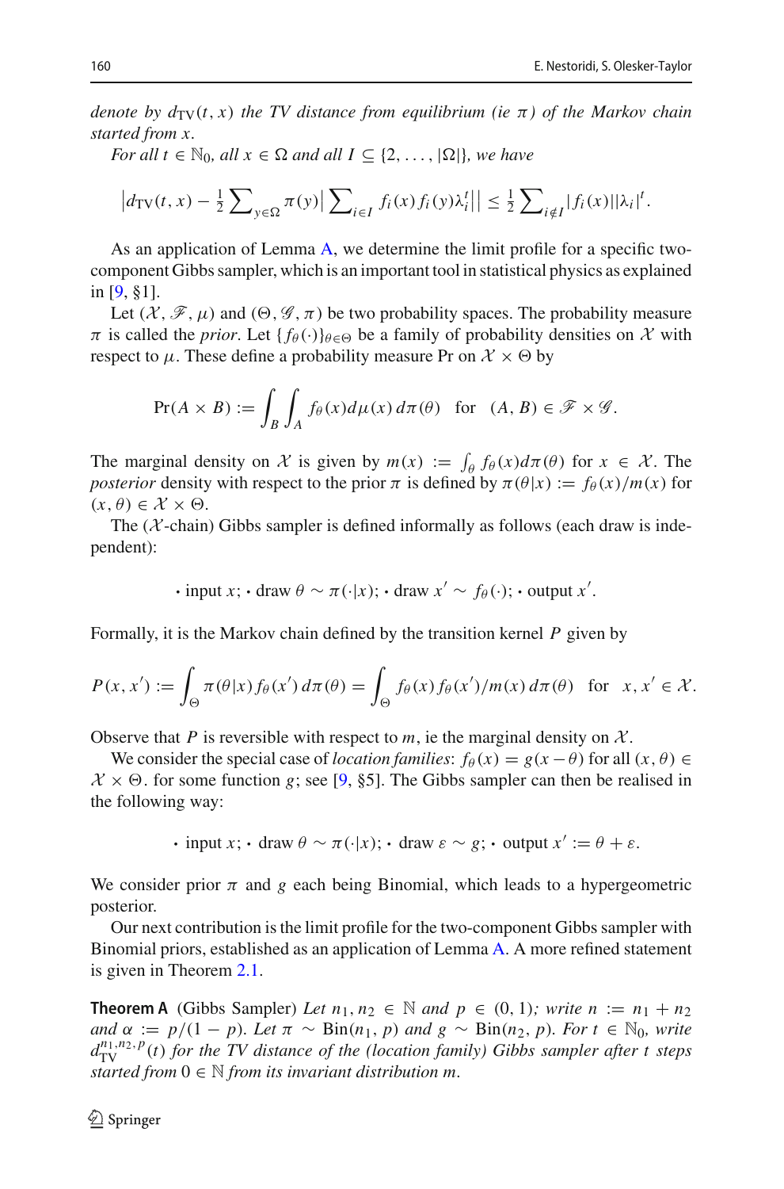*denote by $d_{\mathrm{TV}}(t, x)$ the TV distance from equilibrium (ie $\pi$) of the Markov chain started from $x$.*

*For all $t \in \mathbb{N}_0$, all $x \in \Omega$ and all $I \subseteq \{2, \ldots, |\Omega|\}$, we have*

$$\left| d_{\mathrm{TV}}(t, x) - \tfrac{1}{2} \sum\nolimits_{y \in \Omega} \pi(y) \left| \sum\nolimits_{i \in I} f_i(x) f_i(y) \lambda_i^t \right| \right| \le \tfrac{1}{2} \sum\nolimits_{i \notin I} |f_i(x)| |\lambda_i|^t.$$

As an application of Lemma A, we determine the limit profile for a specific two-component Gibbs sampler, which is an important tool in statistical physics as explained in [9, §1].

Let $(\mathcal{X}, \mathscr{F}, \mu)$ and $(\Theta, \mathscr{G}, \pi)$ be two probability spaces. The probability measure $\pi$ is called the *prior*. Let $\{f_\theta(\cdot)\}_{\theta \in \Theta}$ be a family of probability densities on $\mathcal{X}$ with respect to $\mu$. These define a probability measure Pr on $\mathcal{X} \times \Theta$ by

$$\Pr(A \times B) := \int_B \int_A f_\theta(x) d\mu(x)\, d\pi(\theta) \quad \text{for} \quad (A, B) \in \mathscr{F} \times \mathscr{G}.$$

The marginal density on $\mathcal{X}$ is given by $m(x) := \int_\theta f_\theta(x) d\pi(\theta)$ for $x \in \mathcal{X}$. The *posterior* density with respect to the prior $\pi$ is defined by $\pi(\theta | x) := f_\theta(x)/m(x)$ for $(x, \theta) \in \mathcal{X} \times \Theta$.

The ($\mathcal{X}$-chain) Gibbs sampler is defined informally as follows (each draw is independent):

$$\cdot \text{ input } x; \cdot \text{ draw } \theta \sim \pi(\cdot | x); \cdot \text{ draw } x' \sim f_\theta(\cdot); \cdot \text{ output } x'.$$

Formally, it is the Markov chain defined by the transition kernel $P$ given by

$$P(x, x') := \int_\Theta \pi(\theta | x) f_\theta(x')\, d\pi(\theta) = \int_\Theta f_\theta(x) f_\theta(x')/m(x)\, d\pi(\theta) \quad \text{for} \quad x, x' \in \mathcal{X}.$$

Observe that $P$ is reversible with respect to $m$, ie the marginal density on $\mathcal{X}$.

We consider the special case of *location families*: $f_\theta(x) = g(x - \theta)$ for all $(x, \theta) \in \mathcal{X} \times \Theta$. for some function $g$; see [9, §5]. The Gibbs sampler can then be realised in the following way:

$$\cdot \text{ input } x; \cdot \text{ draw } \theta \sim \pi(\cdot | x); \cdot \text{ draw } \varepsilon \sim g; \cdot \text{ output } x' := \theta + \varepsilon.$$

We consider prior $\pi$ and $g$ each being Binomial, which leads to a hypergeometric posterior.

Our next contribution is the limit profile for the two-component Gibbs sampler with Binomial priors, established as an application of Lemma A. A more refined statement is given in Theorem 2.1.

**Theorem A** (Gibbs Sampler) *Let $n_1, n_2 \in \mathbb{N}$ and $p \in (0, 1)$; write $n := n_1 + n_2$ and $\alpha := p/(1-p)$. Let $\pi \sim \mathrm{Bin}(n_1, p)$ and $g \sim \mathrm{Bin}(n_2, p)$. For $t \in \mathbb{N}_0$, write $d_{\mathrm{TV}}^{n_1, n_2, p}(t)$ for the TV distance of the (location family) Gibbs sampler after $t$ steps started from $0 \in \mathbb{N}$ from its invariant distribution $m$.*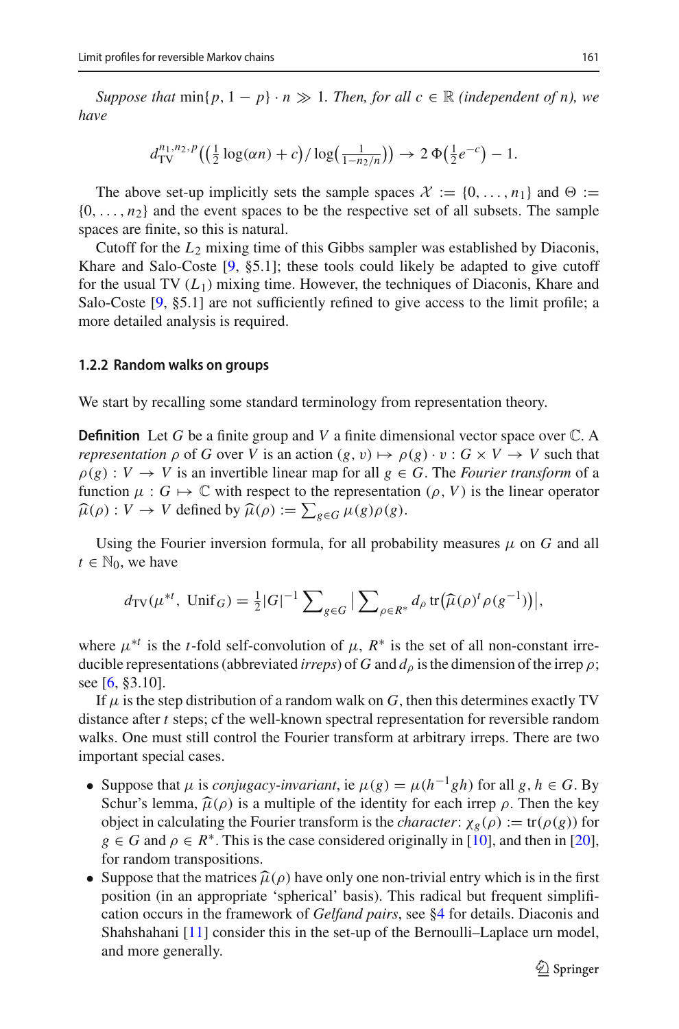*Suppose that* $\min\{p, 1-p\} \cdot n \gg 1$. *Then, for all* $c \in \mathbb{R}$ *(independent of* $n$*), we have*

$$d_{\mathrm{TV}}^{n_1,n_2,p}\big(\big(\tfrac{1}{2}\log(\alpha n) + c\big) / \log\big(\tfrac{1}{1-n_2/n}\big)\big) \to 2\,\Phi\big(\tfrac{1}{2}e^{-c}\big) - 1.$$

The above set-up implicitly sets the sample spaces $\mathcal{X} := \{0, \ldots, n_1\}$ and $\Theta := \{0, \ldots, n_2\}$ and the event spaces to be the respective set of all subsets. The sample spaces are finite, so this is natural.

Cutoff for the $L_2$ mixing time of this Gibbs sampler was established by Diaconis, Khare and Salo-Coste [9, §5.1]; these tools could likely be adapted to give cutoff for the usual TV ($L_1$) mixing time. However, the techniques of Diaconis, Khare and Salo-Coste [9, §5.1] are not sufficiently refined to give access to the limit profile; a more detailed analysis is required.

### 1.2.2 Random walks on groups

We start by recalling some standard terminology from representation theory.

**Definition** Let $G$ be a finite group and $V$ a finite dimensional vector space over $\mathbb{C}$. A *representation* $\rho$ of $G$ over $V$ is an action $(g, v) \mapsto \rho(g) \cdot v : G \times V \to V$ such that $\rho(g) : V \to V$ is an invertible linear map for all $g \in G$. The *Fourier transform* of a function $\mu : G \mapsto \mathbb{C}$ with respect to the representation $(\rho, V)$ is the linear operator $\widehat{\mu}(\rho) : V \to V$ defined by $\widehat{\mu}(\rho) := \sum_{g \in G} \mu(g)\rho(g)$.

Using the Fourier inversion formula, for all probability measures $\mu$ on $G$ and all $t \in \mathbb{N}_0$, we have

$$d_{\mathrm{TV}}(\mu^{*t},\ \mathrm{Unif}_G) = \tfrac{1}{2}|G|^{-1} \sum_{g \in G} \Big| \sum_{\rho \in R^*} d_\rho \operatorname{tr}\big(\widehat{\mu}(\rho)^t \rho(g^{-1})\big) \Big|,$$

where $\mu^{*t}$ is the $t$-fold self-convolution of $\mu$, $R^*$ is the set of all non-constant irreducible representations (abbreviated *irreps*) of $G$ and $d_\rho$ is the dimension of the irrep $\rho$; see [6, §3.10].

If $\mu$ is the step distribution of a random walk on $G$, then this determines exactly TV distance after $t$ steps; cf the well-known spectral representation for reversible random walks. One must still control the Fourier transform at arbitrary irreps. There are two important special cases.

- Suppose that $\mu$ is *conjugacy-invariant*, ie $\mu(g) = \mu(h^{-1}gh)$ for all $g, h \in G$. By Schur's lemma, $\widehat{\mu}(\rho)$ is a multiple of the identity for each irrep $\rho$. Then the key object in calculating the Fourier transform is the *character*: $\chi_g(\rho) := \operatorname{tr}(\rho(g))$ for $g \in G$ and $\rho \in R^*$. This is the case considered originally in [10], and then in [20], for random transpositions.
- Suppose that the matrices $\widehat{\mu}(\rho)$ have only one non-trivial entry which is in the first position (in an appropriate 'spherical' basis). This radical but frequent simplification occurs in the framework of *Gelfand pairs*, see §4 for details. Diaconis and Shahshahani [11] consider this in the set-up of the Bernoulli–Laplace urn model, and more generally.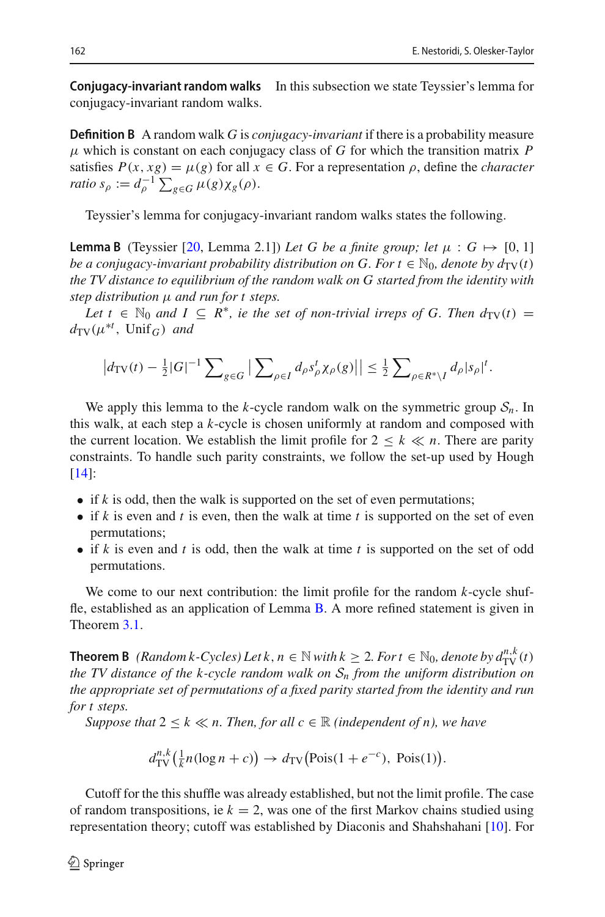**Conjugacy-invariant random walks** In this subsection we state Teyssier's lemma for conjugacy-invariant random walks.

**Definition B** A random walk $G$ is *conjugacy-invariant* if there is a probability measure $\mu$ which is constant on each conjugacy class of $G$ for which the transition matrix $P$ satisfies $P(x, xg) = \mu(g)$ for all $x \in G$. For a representation $\rho$, define the *character ratio* $s_\rho := d_\rho^{-1} \sum_{g \in G} \mu(g) \chi_g(\rho)$.

Teyssier's lemma for conjugacy-invariant random walks states the following.

**Lemma B** (Teyssier [20, Lemma 2.1]) *Let $G$ be a finite group; let $\mu : G \mapsto [0, 1]$ be a conjugacy-invariant probability distribution on $G$. For $t \in \mathbb{N}_0$, denote by $d_{\mathrm{TV}}(t)$ the TV distance to equilibrium of the random walk on $G$ started from the identity with step distribution $\mu$ and run for $t$ steps.*

*Let $t \in \mathbb{N}_0$ and $I \subseteq R^*$, ie the set of non-trivial irreps of $G$. Then $d_{\mathrm{TV}}(t) = d_{\mathrm{TV}}(\mu^{*t}, \mathrm{Unif}_G)$ and*

$$\left| d_{\mathrm{TV}}(t) - \tfrac{1}{2} |G|^{-1} \sum\nolimits_{g \in G} \left| \sum\nolimits_{\rho \in I} d_\rho s_\rho^t \chi_\rho(g) \right| \right| \le \tfrac{1}{2} \sum\nolimits_{\rho \in R^* \setminus I} d_\rho |s_\rho|^t.$$

We apply this lemma to the $k$-cycle random walk on the symmetric group $\mathcal{S}_n$. In this walk, at each step a $k$-cycle is chosen uniformly at random and composed with the current location. We establish the limit profile for $2 \le k \ll n$. There are parity constraints. To handle such parity constraints, we follow the set-up used by Hough [14]:

- if $k$ is odd, then the walk is supported on the set of even permutations;
- if $k$ is even and $t$ is even, then the walk at time $t$ is supported on the set of even permutations;
- if $k$ is even and $t$ is odd, then the walk at time $t$ is supported on the set of odd permutations.

We come to our next contribution: the limit profile for the random $k$-cycle shuffle, established as an application of Lemma B. A more refined statement is given in Theorem 3.1.

**Theorem B** *(Random k-Cycles) Let $k, n \in \mathbb{N}$ with $k \ge 2$. For $t \in \mathbb{N}_0$, denote by $d_{\mathrm{TV}}^{n,k}(t)$ the TV distance of the $k$-cycle random walk on $\mathcal{S}_n$ from the uniform distribution on the appropriate set of permutations of a fixed parity started from the identity and run for $t$ steps.*

*Suppose that $2 \le k \ll n$. Then, for all $c \in \mathbb{R}$ (independent of $n$), we have*

$$d_{\mathrm{TV}}^{n,k}\big(\tfrac{1}{k} n (\log n + c)\big) \to d_{\mathrm{TV}}\big(\mathrm{Pois}(1 + e^{-c}),\ \mathrm{Pois}(1)\big).$$

Cutoff for the this shuffle was already established, but not the limit profile. The case of random transpositions, ie $k = 2$, was one of the first Markov chains studied using representation theory; cutoff was established by Diaconis and Shahshahani [10]. For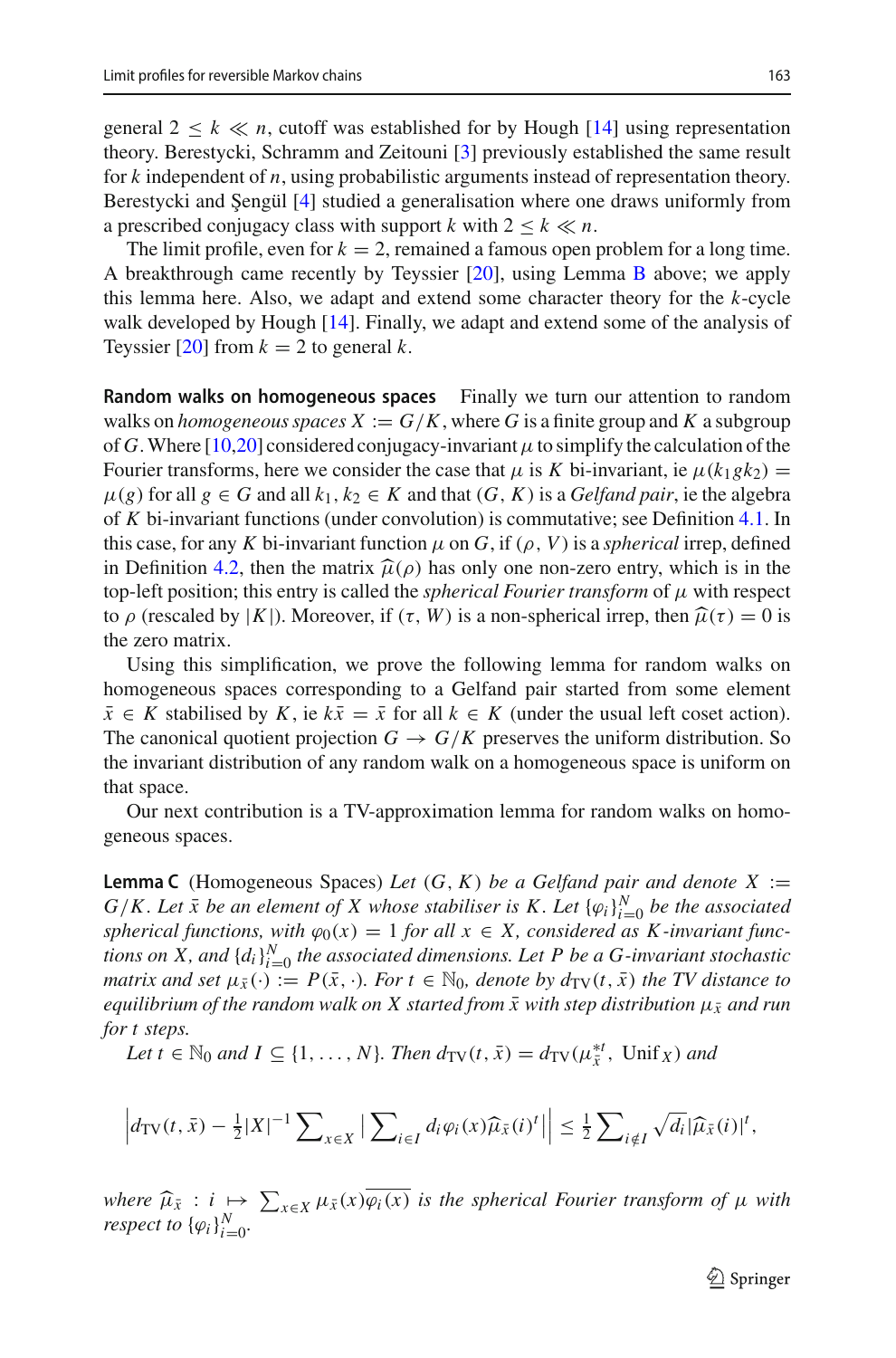general $2 \le k \ll n$, cutoff was established for by Hough [14] using representation theory. Berestycki, Schramm and Zeitouni [3] previously established the same result for $k$ independent of $n$, using probabilistic arguments instead of representation theory. Berestycki and Şengül [4] studied a generalisation where one draws uniformly from a prescribed conjugacy class with support $k$ with $2 \le k \ll n$.

The limit profile, even for $k = 2$, remained a famous open problem for a long time. A breakthrough came recently by Teyssier [20], using Lemma B above; we apply this lemma here. Also, we adapt and extend some character theory for the $k$-cycle walk developed by Hough [14]. Finally, we adapt and extend some of the analysis of Teyssier [20] from $k = 2$ to general $k$.

**Random walks on homogeneous spaces** Finally we turn our attention to random walks on *homogeneous spaces* $X := G/K$, where $G$ is a finite group and $K$ a subgroup of $G$. Where [10,20] considered conjugacy-invariant $\mu$ to simplify the calculation of the Fourier transforms, here we consider the case that $\mu$ is $K$ bi-invariant, ie $\mu(k_1 g k_2) = \mu(g)$ for all $g \in G$ and all $k_1, k_2 \in K$ and that $(G, K)$ is a *Gelfand pair*, ie the algebra of $K$ bi-invariant functions (under convolution) is commutative; see Definition 4.1. In this case, for any $K$ bi-invariant function $\mu$ on $G$, if $(\rho, V)$ is a *spherical* irrep, defined in Definition 4.2, then the matrix $\widehat{\mu}(\rho)$ has only one non-zero entry, which is in the top-left position; this entry is called the *spherical Fourier transform* of $\mu$ with respect to $\rho$ (rescaled by $|K|$). Moreover, if $(\tau, W)$ is a non-spherical irrep, then $\widehat{\mu}(\tau) = 0$ is the zero matrix.

Using this simplification, we prove the following lemma for random walks on homogeneous spaces corresponding to a Gelfand pair started from some element $\bar{x} \in K$ stabilised by $K$, ie $k\bar{x} = \bar{x}$ for all $k \in K$ (under the usual left coset action). The canonical quotient projection $G \to G/K$ preserves the uniform distribution. So the invariant distribution of any random walk on a homogeneous space is uniform on that space.

Our next contribution is a TV-approximation lemma for random walks on homogeneous spaces.

**Lemma C** (Homogeneous Spaces) *Let $(G, K)$ be a Gelfand pair and denote $X := G/K$. Let $\bar{x}$ be an element of $X$ whose stabiliser is $K$. Let $\{\varphi_i\}_{i=0}^N$ be the associated spherical functions, with $\varphi_0(x) = 1$ for all $x \in X$, considered as $K$-invariant functions on $X$, and $\{d_i\}_{i=0}^N$ the associated dimensions. Let $P$ be a $G$-invariant stochastic matrix and set $\mu_{\bar{x}}(\cdot) := P(\bar{x}, \cdot)$. For $t \in \mathbb{N}_0$, denote by $d_{\mathrm{TV}}(t, \bar{x})$ the TV distance to equilibrium of the random walk on $X$ started from $\bar{x}$ with step distribution $\mu_{\bar{x}}$ and run for $t$ steps.*

*Let $t \in \mathbb{N}_0$ and $I \subseteq \{1, \ldots, N\}$. Then $d_{\mathrm{TV}}(t, \bar{x}) = d_{\mathrm{TV}}(\mu_{\bar{x}}^{*t}, \mathrm{Unif}_X)$ and*

$$\left| d_{\mathrm{TV}}(t, \bar{x}) - \tfrac{1}{2}|X|^{-1} \sum\nolimits_{x \in X} \Big| \sum\nolimits_{i \in I} d_i \varphi_i(x) \widehat{\mu}_{\bar{x}}(i)^t \Big| \right| \le \tfrac{1}{2} \sum\nolimits_{i \notin I} \sqrt{d_i} |\widehat{\mu}_{\bar{x}}(i)|^t,$$

*where $\widehat{\mu}_{\bar{x}} : i \mapsto \sum_{x \in X} \mu_{\bar{x}}(x) \overline{\varphi_i(x)}$ is the spherical Fourier transform of $\mu$ with respect to $\{\varphi_i\}_{i=0}^N$.*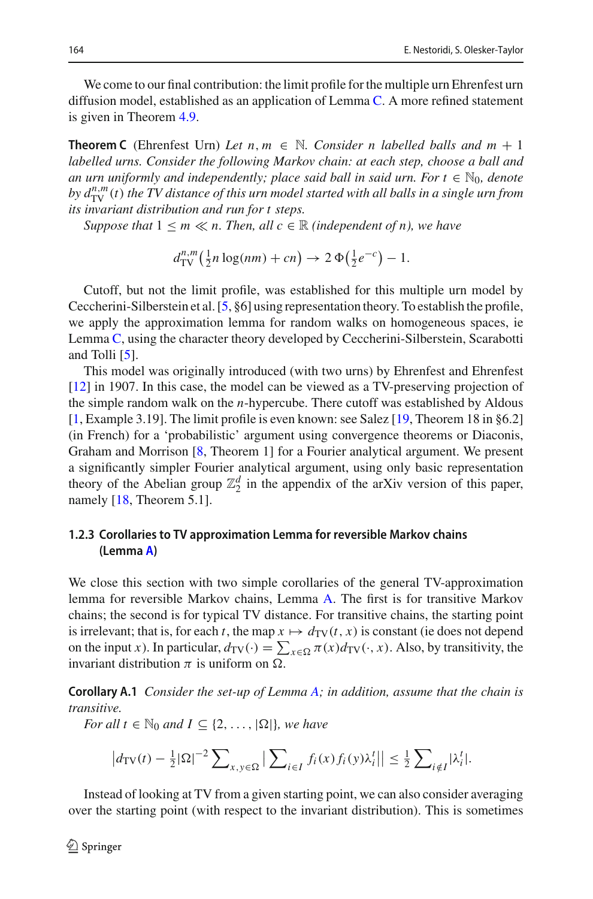We come to our final contribution: the limit profile for the multiple urn Ehrenfest urn diffusion model, established as an application of Lemma C. A more refined statement is given in Theorem 4.9.

**Theorem C** (Ehrenfest Urn) *Let $n, m \in \mathbb{N}$. Consider $n$ labelled balls and $m+1$ labelled urns. Consider the following Markov chain: at each step, choose a ball and an urn uniformly and independently; place said ball in said urn. For $t \in \mathbb{N}_0$, denote by $d_{\mathrm{TV}}^{n,m}(t)$ the TV distance of this urn model started with all balls in a single urn from its invariant distribution and run for $t$ steps.*

*Suppose that $1 \le m \ll n$. Then, all $c \in \mathbb{R}$ (independent of $n$), we have*

$$d_{\mathrm{TV}}^{n,m}\big(\tfrac{1}{2}n \log(nm) + cn\big) \to 2\,\Phi\big(\tfrac{1}{2}e^{-c}\big) - 1.$$

Cutoff, but not the limit profile, was established for this multiple urn model by Ceccherini-Silberstein et al. [5, §6] using representation theory. To establish the profile, we apply the approximation lemma for random walks on homogeneous spaces, ie Lemma C, using the character theory developed by Ceccherini-Silberstein, Scarabotti and Tolli [5].

This model was originally introduced (with two urns) by Ehrenfest and Ehrenfest [12] in 1907. In this case, the model can be viewed as a TV-preserving projection of the simple random walk on the $n$-hypercube. There cutoff was established by Aldous [1, Example 3.19]. The limit profile is even known: see Salez [19, Theorem 18 in §6.2] (in French) for a 'probabilistic' argument using convergence theorems or Diaconis, Graham and Morrison [8, Theorem 1] for a Fourier analytical argument. We present a significantly simpler Fourier analytical argument, using only basic representation theory of the Abelian group $\mathbb{Z}_2^d$ in the appendix of the arXiv version of this paper, namely [18, Theorem 5.1].

### 1.2.3 Corollaries to TV approximation Lemma for reversible Markov chains (Lemma A)

We close this section with two simple corollaries of the general TV-approximation lemma for reversible Markov chains, Lemma A. The first is for transitive Markov chains; the second is for typical TV distance. For transitive chains, the starting point is irrelevant; that is, for each $t$, the map $x \mapsto d_{\mathrm{TV}}(t, x)$ is constant (ie does not depend on the input $x$). In particular, $d_{\mathrm{TV}}(\cdot) = \sum_{x \in \Omega} \pi(x) d_{\mathrm{TV}}(\cdot, x)$. Also, by transitivity, the invariant distribution $\pi$ is uniform on $\Omega$.

**Corollary A.1** *Consider the set-up of Lemma A; in addition, assume that the chain is transitive.*

*For all $t \in \mathbb{N}_0$ and $I \subseteq \{2, \ldots, |\Omega|\}$, we have*

$$\big| d_{\mathrm{TV}}(t) - \tfrac{1}{2}|\Omega|^{-2} \textstyle\sum_{x,y \in \Omega} \big| \sum_{i \in I} f_i(x) f_i(y) \lambda_i^t \big| \big| \le \tfrac{1}{2} \sum_{i \notin I} |\lambda_i^t|.$$

Instead of looking at TV from a given starting point, we can also consider averaging over the starting point (with respect to the invariant distribution). This is sometimes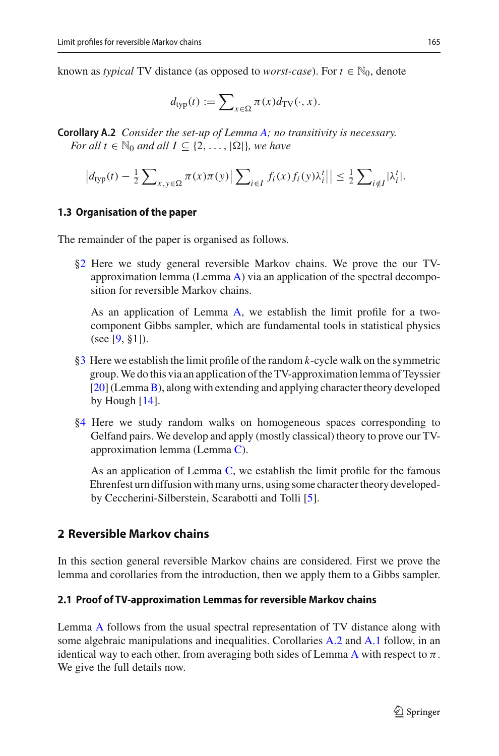known as *typical* TV distance (as opposed to *worst-case*). For $t \in \mathbb{N}_0$, denote

$$d_{\text{typ}}(t) := \sum\nolimits_{x \in \Omega} \pi(x) d_{\text{TV}}(\cdot, x).$$

**Corollary A.2** *Consider the set-up of Lemma A; no transitivity is necessary. For all $t \in \mathbb{N}_0$ and all $I \subseteq \{2, \ldots, |\Omega|\}$, we have*

$$\left| d_{\text{typ}}(t) - \tfrac{1}{2} \sum\nolimits_{x,y \in \Omega} \pi(x)\pi(y) \left| \sum\nolimits_{i \in I} f_i(x) f_i(y) \lambda_i^t \right| \right| \leq \tfrac{1}{2} \sum\nolimits_{i \notin I} |\lambda_i^t|.$$

### 1.3 Organisation of the paper

The remainder of the paper is organised as follows.

§2 Here we study general reversible Markov chains. We prove the our TV-approximation lemma (Lemma A) via an application of the spectral decomposition for reversible Markov chains.

As an application of Lemma A, we establish the limit profile for a two-component Gibbs sampler, which are fundamental tools in statistical physics (see [9, §1]).

§3 Here we establish the limit profile of the random $k$-cycle walk on the symmetric group. We do this via an application of the TV-approximation lemma of Teyssier [20] (Lemma B), along with extending and applying character theory developed by Hough [14].

§4 Here we study random walks on homogeneous spaces corresponding to Gelfand pairs. We develop and apply (mostly classical) theory to prove our TV-approximation lemma (Lemma C).

As an application of Lemma C, we establish the limit profile for the famous Ehrenfest urn diffusion with many urns, using some character theory developedby Ceccherini-Silberstein, Scarabotti and Tolli [5].

## 2 Reversible Markov chains

In this section general reversible Markov chains are considered. First we prove the lemma and corollaries from the introduction, then we apply them to a Gibbs sampler.

### 2.1 Proof of TV-approximation Lemmas for reversible Markov chains

Lemma A follows from the usual spectral representation of TV distance along with some algebraic manipulations and inequalities. Corollaries A.2 and A.1 follow, in an identical way to each other, from averaging both sides of Lemma A with respect to $\pi$. We give the full details now.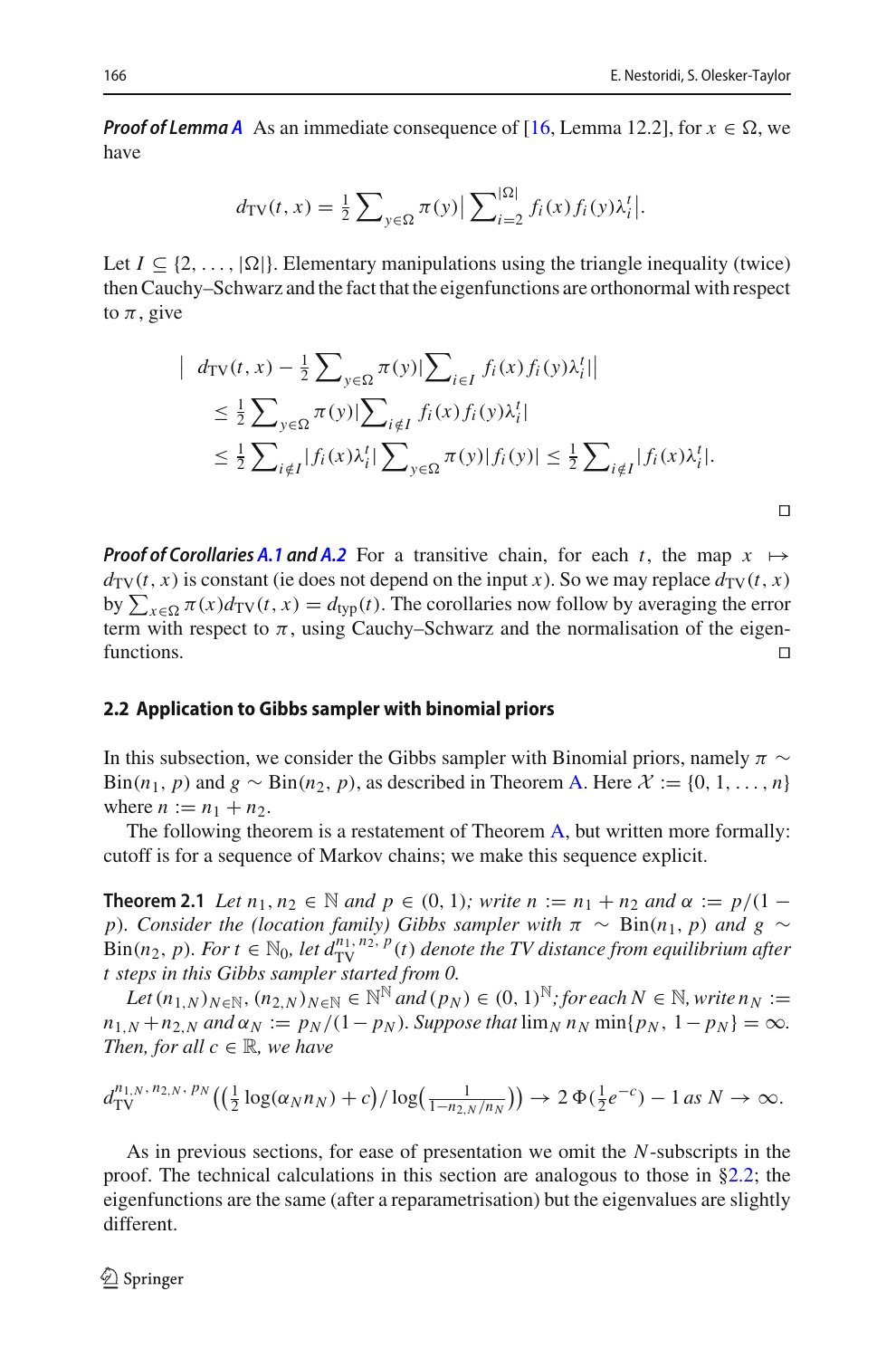***Proof of Lemma A*** As an immediate consequence of [16, Lemma 12.2], for $x \in \Omega$, we have

$$d_{\mathrm{TV}}(t, x) = \tfrac{1}{2} \sum\nolimits_{y \in \Omega} \pi(y) \big| \sum\nolimits_{i=2}^{|\Omega|} f_i(x) f_i(y) \lambda_i^t \big|.$$

Let $I \subseteq \{2, \ldots, |\Omega|\}$. Elementary manipulations using the triangle inequality (twice) then Cauchy–Schwarz and the fact that the eigenfunctions are orthonormal with respect to $\pi$, give

$$\begin{aligned}
\big| \; d_{\mathrm{TV}}(t, x) - \tfrac{1}{2} \sum\nolimits_{y \in \Omega} \pi(y) \big| \sum\nolimits_{i \in I} f_i(x) f_i(y) \lambda_i^t \big| \big| \\
\le \tfrac{1}{2} \sum\nolimits_{y \in \Omega} \pi(y) \big| \sum\nolimits_{i \notin I} f_i(x) f_i(y) \lambda_i^t \big| \\
\le \tfrac{1}{2} \sum\nolimits_{i \notin I} | f_i(x) \lambda_i^t | \sum\nolimits_{y \in \Omega} \pi(y) | f_i(y) | \le \tfrac{1}{2} \sum\nolimits_{i \notin I} | f_i(x) \lambda_i^t |.
\end{aligned}$$

□

***Proof of Corollaries A.1 and A.2*** For a transitive chain, for each $t$, the map $x \mapsto d_{\mathrm{TV}}(t, x)$ is constant (ie does not depend on the input $x$). So we may replace $d_{\mathrm{TV}}(t, x)$ by $\sum_{x \in \Omega} \pi(x) d_{\mathrm{TV}}(t, x) = d_{\mathrm{typ}}(t)$. The corollaries now follow by averaging the error term with respect to $\pi$, using Cauchy–Schwarz and the normalisation of the eigenfunctions. □

### 2.2 Application to Gibbs sampler with binomial priors

In this subsection, we consider the Gibbs sampler with Binomial priors, namely $\pi \sim \mathrm{Bin}(n_1, p)$ and $g \sim \mathrm{Bin}(n_2, p)$, as described in Theorem A. Here $\mathcal{X} := \{0, 1, \ldots, n\}$ where $n := n_1 + n_2$.

The following theorem is a restatement of Theorem A, but written more formally: cutoff is for a sequence of Markov chains; we make this sequence explicit.

**Theorem 2.1** *Let $n_1, n_2 \in \mathbb{N}$ and $p \in (0, 1)$; write $n := n_1 + n_2$ and $\alpha := p/(1 - p)$. Consider the (location family) Gibbs sampler with $\pi \sim \mathrm{Bin}(n_1, p)$ and $g \sim \mathrm{Bin}(n_2, p)$. For $t \in \mathbb{N}_0$, let $d_{\mathrm{TV}}^{n_1, n_2, p}(t)$ denote the TV distance from equilibrium after $t$ steps in this Gibbs sampler started from 0.*

*Let $(n_{1,N})_{N \in \mathbb{N}}, (n_{2,N})_{N \in \mathbb{N}} \in \mathbb{N}^{\mathbb{N}}$ and $(p_N) \in (0, 1)^{\mathbb{N}}$; for each $N \in \mathbb{N}$, write $n_N := n_{1,N} + n_{2,N}$ and $\alpha_N := p_N/(1 - p_N)$. Suppose that $\lim_N n_N \min\{p_N, 1 - p_N\} = \infty$. Then, for all $c \in \mathbb{R}$, we have*

$$d_{\mathrm{TV}}^{n_{1,N}, n_{2,N}, p_N}\big( \big(\tfrac{1}{2} \log(\alpha_N n_N) + c\big) / \log\big(\tfrac{1}{1 - n_{2,N}/n_N}\big) \big) \to 2\,\Phi\big(\tfrac{1}{2} e^{-c}\big) - 1 \text{ as } N \to \infty.$$

As in previous sections, for ease of presentation we omit the $N$-subscripts in the proof. The technical calculations in this section are analogous to those in §2.2; the eigenfunctions are the same (after a reparametrisation) but the eigenvalues are slightly different.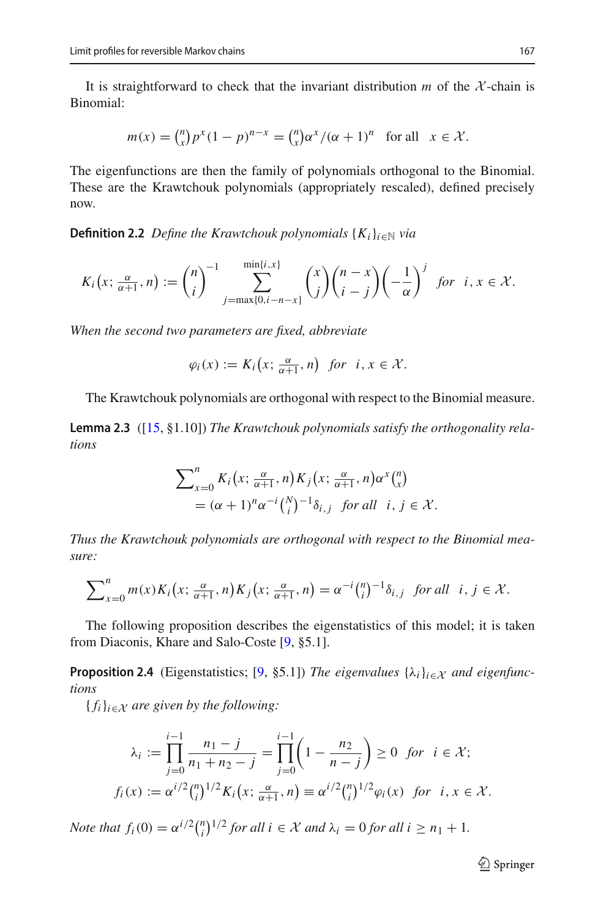It is straightforward to check that the invariant distribution $m$ of the $\mathcal{X}$-chain is Binomial:

$$m(x) = \tbinom{n}{x} p^x (1-p)^{n-x} = \tbinom{n}{x} \alpha^x / (\alpha+1)^n \quad \text{for all} \quad x \in \mathcal{X}.$$

The eigenfunctions are then the family of polynomials orthogonal to the Binomial. These are the Krawtchouk polynomials (appropriately rescaled), defined precisely now.

**Definition 2.2** *Define the Krawtchouk polynomials $\{K_i\}_{i \in \mathbb{N}}$ via*

$$K_i\big(x; \tfrac{\alpha}{\alpha+1}, n\big) := \binom{n}{i}^{-1} \sum_{j=\max\{0, i-n-x\}}^{\min\{i,x\}} \binom{x}{j} \binom{n-x}{i-j} \left(-\frac{1}{\alpha}\right)^j \quad \text{for} \quad i, x \in \mathcal{X}.$$

*When the second two parameters are fixed, abbreviate*

$$\varphi_i(x) := K_i\big(x; \tfrac{\alpha}{\alpha+1}, n\big) \quad \text{for} \quad i, x \in \mathcal{X}.$$

The Krawtchouk polynomials are orthogonal with respect to the Binomial measure.

**Lemma 2.3** ([15, §1.10]) *The Krawtchouk polynomials satisfy the orthogonality relations*

$$\begin{aligned} &\textstyle\sum_{x=0}^{n} K_i\big(x; \tfrac{\alpha}{\alpha+1}, n\big) K_j\big(x; \tfrac{\alpha}{\alpha+1}, n\big) \alpha^x \binom{n}{x} \\ &\quad = (\alpha+1)^n \alpha^{-i} \tbinom{N}{i}^{-1} \delta_{i,j} \quad \text{for all} \quad i, j \in \mathcal{X}. \end{aligned}$$

*Thus the Krawtchouk polynomials are orthogonal with respect to the Binomial measure:*

$$\textstyle\sum_{x=0}^{n} m(x) K_i\big(x; \tfrac{\alpha}{\alpha+1}, n\big) K_j\big(x; \tfrac{\alpha}{\alpha+1}, n\big) = \alpha^{-i} \tbinom{n}{i}^{-1} \delta_{i,j} \quad \text{for all} \quad i, j \in \mathcal{X}.$$

The following proposition describes the eigenstatistics of this model; it is taken from Diaconis, Khare and Salo-Coste [9, §5.1].

**Proposition 2.4** (Eigenstatistics; [9, §5.1]) *The eigenvalues $\{\lambda_i\}_{i \in \mathcal{X}}$ and eigenfunctions*

*$\{f_i\}_{i \in \mathcal{X}}$ are given by the following:*

$$\begin{aligned} \lambda_i &:= \prod_{j=0}^{i-1} \frac{n_1 - j}{n_1 + n_2 - j} = \prod_{j=0}^{i-1} \left(1 - \frac{n_2}{n-j}\right) \geq 0 \quad \text{for} \quad i \in \mathcal{X}; \\ f_i(x) &:= \alpha^{i/2} \tbinom{n}{i}^{1/2} K_i\big(x; \tfrac{\alpha}{\alpha+1}, n\big) \equiv \alpha^{i/2} \tbinom{n}{i}^{1/2} \varphi_i(x) \quad \text{for} \quad i, x \in \mathcal{X}. \end{aligned}$$

*Note that $f_i(0) = \alpha^{i/2} \binom{n}{i}^{1/2}$ for all $i \in \mathcal{X}$ and $\lambda_i = 0$ for all $i \geq n_1 + 1$.*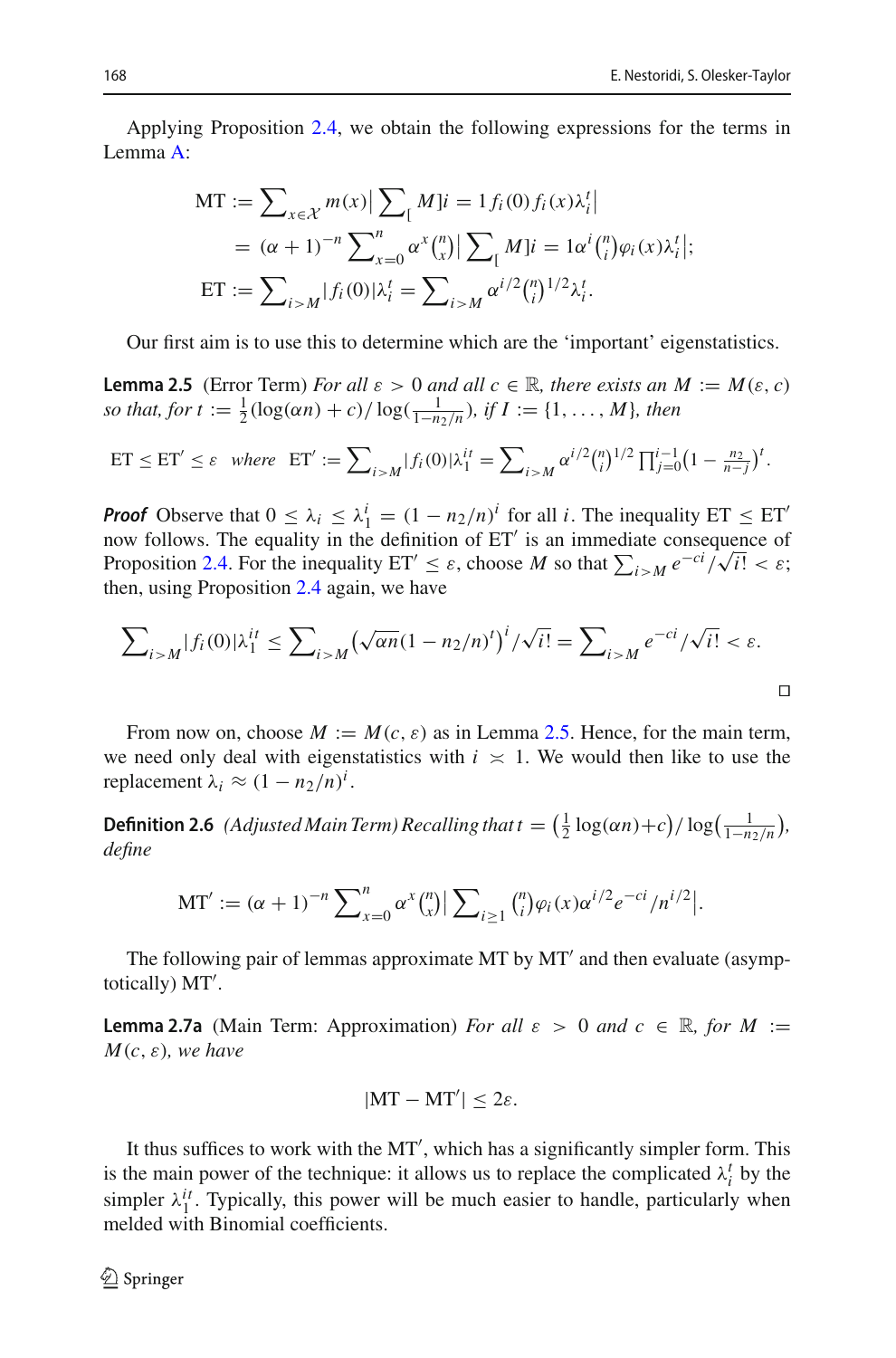Applying Proposition 2.4, we obtain the following expressions for the terms in Lemma A:

$$\begin{aligned}
\mathrm{MT} &:= \sum\nolimits_{x \in \mathcal{X}} m(x) \Big| \sum\nolimits_{[} M]i = 1 f_i(0) f_i(x) \lambda_i^t \Big| \\
&= (\alpha+1)^{-n} \sum\nolimits_{x=0}^{n} \alpha^x \tbinom{n}{x} \Big| \sum\nolimits_{[} M]i = 1 \alpha^i \tbinom{n}{i} \varphi_i(x) \lambda_i^t \Big|; \\
\mathrm{ET} &:= \sum\nolimits_{i>M} |f_i(0)| \lambda_i^t = \sum\nolimits_{i>M} \alpha^{i/2} \tbinom{n}{i}^{1/2} \lambda_i^t.
\end{aligned}$$

Our first aim is to use this to determine which are the 'important' eigenstatistics.

**Lemma 2.5** (Error Term) *For all $\varepsilon > 0$ and all $c \in \mathbb{R}$, there exists an $M := M(\varepsilon, c)$ so that, for $t := \frac{1}{2}(\log(\alpha n) + c)/\log(\frac{1}{1-n_2/n})$, if $I := \{1, \ldots, M\}$, then*

$$\mathrm{ET} \le \mathrm{ET}' \le \varepsilon \quad \textit{where} \quad \mathrm{ET}' := \sum\nolimits_{i>M} |f_i(0)| \lambda_1^{it} = \sum\nolimits_{i>M} \alpha^{i/2} \tbinom{n}{i}^{1/2} \prod\nolimits_{j=0}^{i-1} \big(1 - \tfrac{n_2}{n-j}\big)^t.$$

***Proof*** Observe that $0 \le \lambda_i \le \lambda_1^i = (1 - n_2/n)^i$ for all $i$. The inequality $\mathrm{ET} \le \mathrm{ET}'$ now follows. The equality in the definition of $\mathrm{ET}'$ is an immediate consequence of Proposition 2.4. For the inequality $\mathrm{ET}' \le \varepsilon$, choose $M$ so that $\sum_{i>M} e^{-ci}/\sqrt{i!} < \varepsilon$; then, using Proposition 2.4 again, we have

$$\sum\nolimits_{i>M} |f_i(0)| \lambda_1^{it} \le \sum\nolimits_{i>M} \big(\sqrt{\alpha n}(1 - n_2/n)^t\big)^i / \sqrt{i!} = \sum\nolimits_{i>M} e^{-ci}/\sqrt{i!} < \varepsilon.$$

□

From now on, choose $M := M(c, \varepsilon)$ as in Lemma 2.5. Hence, for the main term, we need only deal with eigenstatistics with $i \asymp 1$. We would then like to use the replacement $\lambda_i \approx (1 - n_2/n)^i$.

**Definition 2.6** *(Adjusted Main Term) Recalling that $t = \big(\frac{1}{2}\log(\alpha n) + c\big)/\log\big(\frac{1}{1-n_2/n}\big)$, define*

$$\mathrm{MT}' := (\alpha+1)^{-n} \sum\nolimits_{x=0}^{n} \alpha^x \tbinom{n}{x} \Big| \sum\nolimits_{i \ge 1} \tbinom{n}{i} \varphi_i(x) \alpha^{i/2} e^{-ci}/n^{i/2} \Big|.$$

The following pair of lemmas approximate MT by $\mathrm{MT}'$ and then evaluate (asymptotically) $\mathrm{MT}'$.

**Lemma 2.7a** (Main Term: Approximation) *For all $\varepsilon > 0$ and $c \in \mathbb{R}$, for $M := M(c, \varepsilon)$, we have*

$$|\mathrm{MT} - \mathrm{MT}'| \le 2\varepsilon.$$

It thus suffices to work with the $\mathrm{MT}'$, which has a significantly simpler form. This is the main power of the technique: it allows us to replace the complicated $\lambda_i^t$ by the simpler $\lambda_1^{it}$. Typically, this power will be much easier to handle, particularly when melded with Binomial coefficients.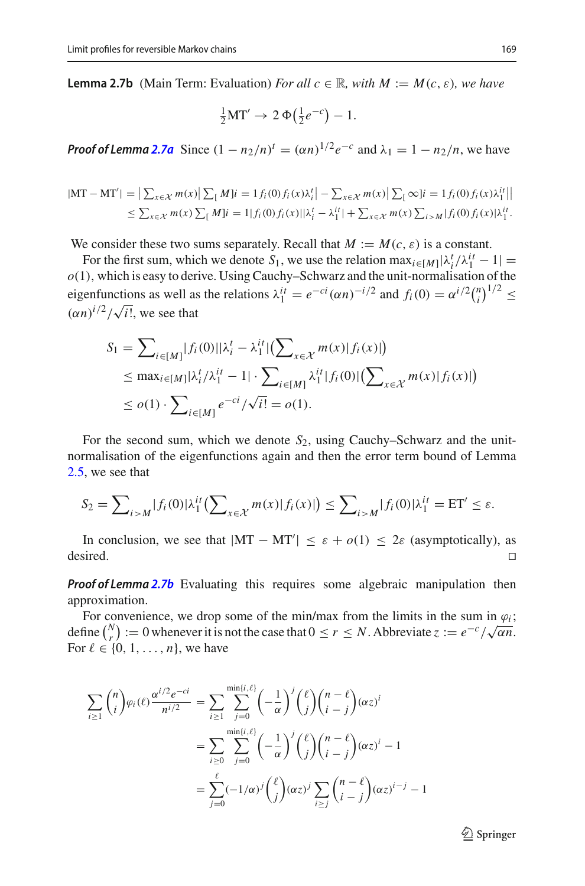**Lemma 2.7b** (Main Term: Evaluation) *For all $c \in \mathbb{R}$, with $M := M(c, \varepsilon)$, we have*

$$\tfrac{1}{2}\mathrm{MT}' \to 2\,\Phi\big(\tfrac{1}{2}e^{-c}\big) - 1.$$

***Proof of Lemma 2.7a*** Since $(1 - n_2/n)^t = (\alpha n)^{1/2} e^{-c}$ and $\lambda_1 = 1 - n_2/n$, we have

$$\begin{aligned}
|\mathrm{MT} - \mathrm{MT}'| &= \big|\textstyle\sum_{x\in\mathcal{X}} m(x) \big| \sum_{[} M]i = 1 f_i(0) f_i(x) \lambda_i^t \big| - \sum_{x\in\mathcal{X}} m(x) \big| \sum_{[} \infty]i = 1 f_i(0) f_i(x) \lambda_1^{it} \big|\big| \\
&\le \textstyle\sum_{x\in\mathcal{X}} m(x) \sum_{[} M]i = 1 |f_i(0) f_i(x)| |\lambda_i^t - \lambda_1^{it}| + \sum_{x\in\mathcal{X}} m(x) \sum_{i>M} |f_i(0) f_i(x)| \lambda_1^{it}.
\end{aligned}$$

We consider these two sums separately. Recall that $M := M(c, \varepsilon)$ is a constant.

For the first sum, which we denote $S_1$, we use the relation $\max_{i\in[M]} |\lambda_i^t / \lambda_1^{it} - 1| = o(1)$, which is easy to derive. Using Cauchy–Schwarz and the unit-normalisation of the eigenfunctions as well as the relations $\lambda_1^{it} = e^{-ci}(\alpha n)^{-i/2}$ and $f_i(0) = \alpha^{i/2}\binom{n}{i}^{1/2} \le (\alpha n)^{i/2}/\sqrt{i!}$, we see that

$$\begin{aligned}
S_1 &= \textstyle\sum_{i\in[M]} |f_i(0)| |\lambda_i^t - \lambda_1^{it}| \big(\sum_{x\in\mathcal{X}} m(x) |f_i(x)|\big) \\
&\le \max_{i\in[M]} |\lambda_i^t/\lambda_1^{it} - 1| \cdot \textstyle\sum_{i\in[M]} \lambda_1^{it} |f_i(0)| \big(\sum_{x\in\mathcal{X}} m(x) |f_i(x)|\big) \\
&\le o(1) \cdot \textstyle\sum_{i\in[M]} e^{-ci}/\sqrt{i!} = o(1).
\end{aligned}$$

For the second sum, which we denote $S_2$, using Cauchy–Schwarz and the unit-normalisation of the eigenfunctions again and then the error term bound of Lemma 2.5, we see that

$$S_2 = \textstyle\sum_{i>M} |f_i(0)| \lambda_1^{it} \big(\sum_{x\in\mathcal{X}} m(x) |f_i(x)|\big) \le \sum_{i>M} |f_i(0)| \lambda_1^{it} = \mathrm{ET}' \le \varepsilon.$$

In conclusion, we see that $|\mathrm{MT} - \mathrm{MT}'| \le \varepsilon + o(1) \le 2\varepsilon$ (asymptotically), as desired. □

***Proof of Lemma 2.7b*** Evaluating this requires some algebraic manipulation then approximation.

For convenience, we drop some of the min/max from the limits in the sum in $\varphi_i$; define $\binom{N}{r} := 0$ whenever it is not the case that $0 \le r \le N$. Abbreviate $z := e^{-c}/\sqrt{\alpha n}$. For $\ell \in \{0, 1, \ldots, n\}$, we have

$$\begin{aligned}
\sum_{i\ge1} \binom{n}{i} \varphi_i(\ell) \frac{\alpha^{i/2} e^{-ci}}{n^{i/2}} &= \sum_{i\ge1} \sum_{j=0}^{\min\{i,\ell\}} \left(-\frac{1}{\alpha}\right)^j \binom{\ell}{j} \binom{n-\ell}{i-j} (\alpha z)^i \\
&= \sum_{i\ge0} \sum_{j=0}^{\min\{i,\ell\}} \left(-\frac{1}{\alpha}\right)^j \binom{\ell}{j} \binom{n-\ell}{i-j} (\alpha z)^i - 1 \\
&= \sum_{j=0}^{\ell} (-1/\alpha)^j \binom{\ell}{j} (\alpha z)^j \sum_{i\ge j} \binom{n-\ell}{i-j} (\alpha z)^{i-j} - 1
\end{aligned}$$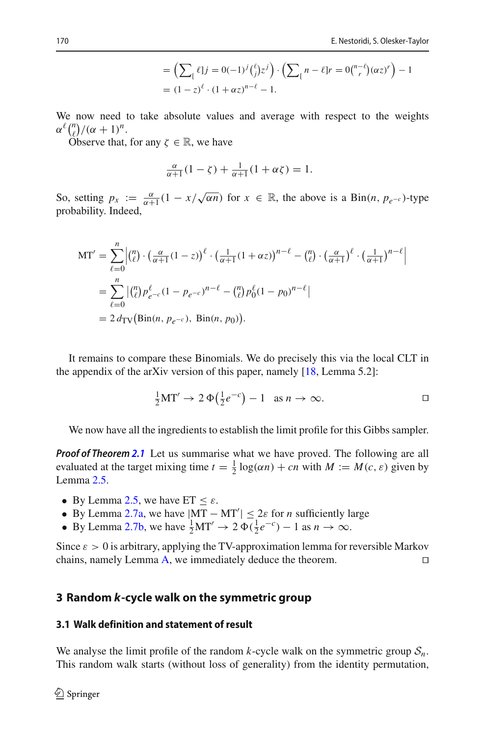$$= \left(\sum_{[} \ell]j = 0(-1)^j \tbinom{\ell}{j} z^j\right) \cdot \left(\sum_{[} n-\ell]r = 0 \tbinom{n-\ell}{r} (\alpha z)^r\right) - 1$$
$$= (1-z)^\ell \cdot (1+\alpha z)^{n-\ell} - 1.$$

We now need to take absolute values and average with respect to the weights $\alpha^\ell \binom{n}{\ell}/(\alpha+1)^n$.

Observe that, for any $\zeta \in \mathbb{R}$, we have

$$\tfrac{\alpha}{\alpha+1}(1-\zeta) + \tfrac{1}{\alpha+1}(1+\alpha\zeta) = 1.$$

So, setting $p_x := \frac{\alpha}{\alpha+1}(1 - x/\sqrt{\alpha n})$ for $x \in \mathbb{R}$, the above is a $\text{Bin}(n, p_{e^{-c}})$-type probability. Indeed,

$$\begin{aligned}
\text{MT}' &= \sum_{\ell=0}^{n} \left| \tbinom{n}{\ell} \cdot \left(\tfrac{\alpha}{\alpha+1}(1-z)\right)^\ell \cdot \left(\tfrac{1}{\alpha+1}(1+\alpha z)\right)^{n-\ell} - \tbinom{n}{\ell} \cdot \left(\tfrac{\alpha}{\alpha+1}\right)^\ell \cdot \left(\tfrac{1}{\alpha+1}\right)^{n-\ell} \right| \\
&= \sum_{\ell=0}^{n} \left| \tbinom{n}{\ell} p_{e^{-c}}^\ell (1-p_{e^{-c}})^{n-\ell} - \tbinom{n}{\ell} p_0^\ell (1-p_0)^{n-\ell} \right| \\
&= 2\, d_{\text{TV}}\big(\text{Bin}(n, p_{e^{-c}}),\ \text{Bin}(n, p_0)\big).
\end{aligned}$$

It remains to compare these Binomials. We do precisely this via the local CLT in the appendix of the arXiv version of this paper, namely [18, Lemma 5.2]:

$$\tfrac{1}{2}\text{MT}' \to 2\,\Phi\left(\tfrac{1}{2}e^{-c}\right) - 1 \quad \text{as } n \to \infty. \qquad \square$$

We now have all the ingredients to establish the limit profile for this Gibbs sampler.

***Proof of Theorem 2.1*** Let us summarise what we have proved. The following are all evaluated at the target mixing time $t = \frac{1}{2}\log(\alpha n) + cn$ with $M := M(c, \varepsilon)$ given by Lemma 2.5.

- By Lemma 2.5, we have $\text{ET} \le \varepsilon$.
- By Lemma 2.7a, we have $|\text{MT} - \text{MT}'| \le 2\varepsilon$ for $n$ sufficiently large
- By Lemma 2.7b, we have $\frac{1}{2}\text{MT}' \to 2\,\Phi(\frac{1}{2}e^{-c}) - 1$ as $n \to \infty$.

Since $\varepsilon > 0$ is arbitrary, applying the TV-approximation lemma for reversible Markov chains, namely Lemma A, we immediately deduce the theorem. $\square$

## 3 Random *k*-cycle walk on the symmetric group

### 3.1 Walk definition and statement of result

We analyse the limit profile of the random $k$-cycle walk on the symmetric group $\mathcal{S}_n$. This random walk starts (without loss of generality) from the identity permutation,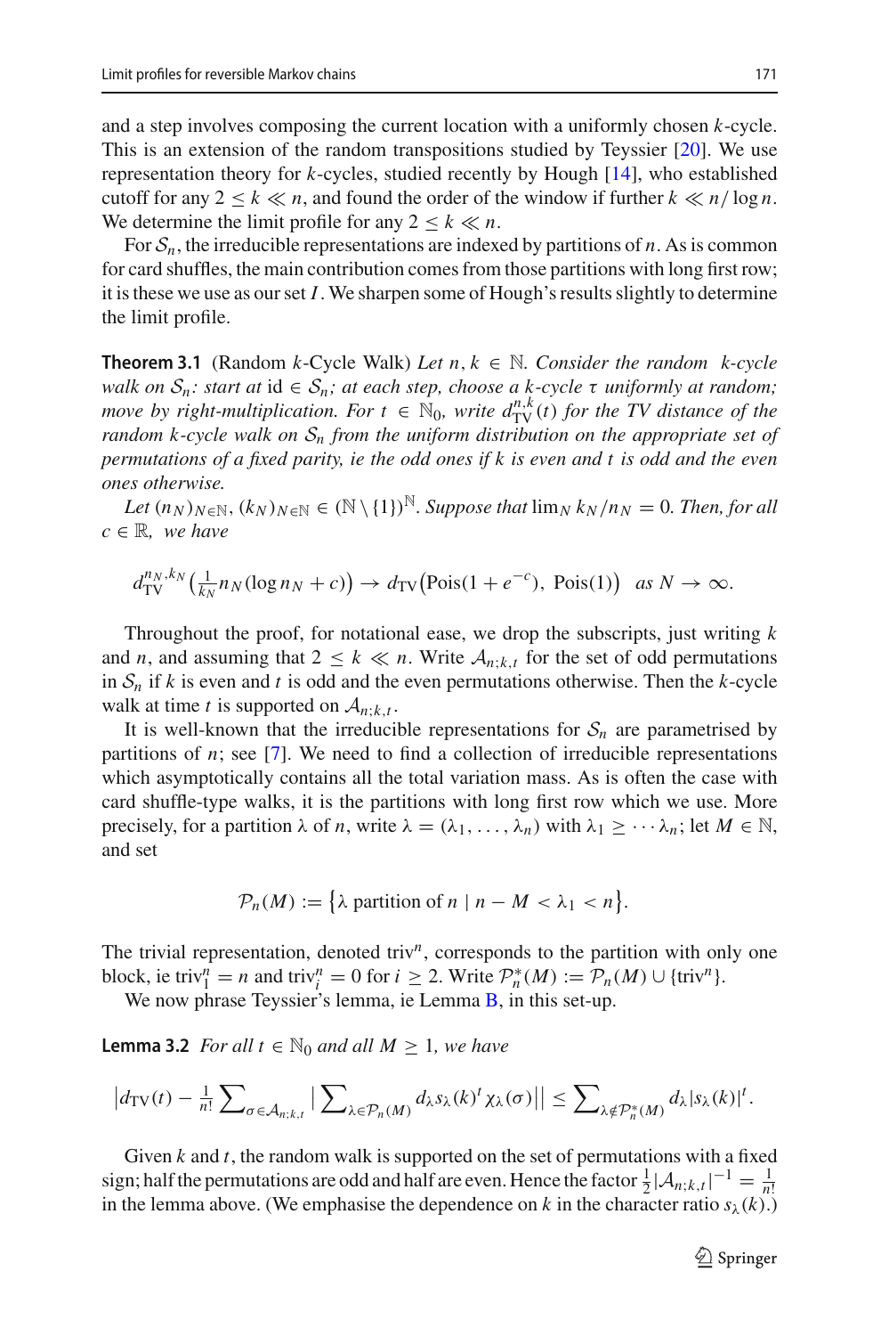and a step involves composing the current location with a uniformly chosen $k$-cycle. This is an extension of the random transpositions studied by Teyssier [20]. We use representation theory for $k$-cycles, studied recently by Hough [14], who established cutoff for any $2 \le k \ll n$, and found the order of the window if further $k \ll n/\log n$. We determine the limit profile for any $2 \le k \ll n$.

For $\mathcal{S}_n$, the irreducible representations are indexed by partitions of $n$. As is common for card shuffles, the main contribution comes from those partitions with long first row; it is these we use as our set $I$. We sharpen some of Hough's results slightly to determine the limit profile.

**Theorem 3.1** (Random $k$-Cycle Walk) *Let $n, k \in \mathbb{N}$. Consider the random $k$-cycle walk on $\mathcal{S}_n$: start at $\mathrm{id} \in \mathcal{S}_n$; at each step, choose a $k$-cycle $\tau$ uniformly at random; move by right-multiplication. For $t \in \mathbb{N}_0$, write $d_{\mathrm{TV}}^{n,k}(t)$ for the TV distance of the random $k$-cycle walk on $\mathcal{S}_n$ from the uniform distribution on the appropriate set of permutations of a fixed parity, ie the odd ones if $k$ is even and $t$ is odd and the even ones otherwise.*

*Let $(n_N)_{N\in\mathbb{N}}, (k_N)_{N\in\mathbb{N}} \in (\mathbb{N}\setminus\{1\})^{\mathbb{N}}$. Suppose that $\lim_N k_N/n_N = 0$. Then, for all $c \in \mathbb{R}$, we have*

$$d_{\mathrm{TV}}^{n_N,k_N}\big(\tfrac{1}{k_N} n_N(\log n_N + c)\big) \to d_{\mathrm{TV}}\big(\mathrm{Pois}(1+e^{-c}),\ \mathrm{Pois}(1)\big) \quad \text{as } N \to \infty.$$

Throughout the proof, for notational ease, we drop the subscripts, just writing $k$ and $n$, and assuming that $2 \le k \ll n$. Write $\mathcal{A}_{n;k,t}$ for the set of odd permutations in $\mathcal{S}_n$ if $k$ is even and $t$ is odd and the even permutations otherwise. Then the $k$-cycle walk at time $t$ is supported on $\mathcal{A}_{n;k,t}$.

It is well-known that the irreducible representations for $\mathcal{S}_n$ are parametrised by partitions of $n$; see [7]. We need to find a collection of irreducible representations which asymptotically contains all the total variation mass. As is often the case with card shuffle-type walks, it is the partitions with long first row which we use. More precisely, for a partition $\lambda$ of $n$, write $\lambda = (\lambda_1, \ldots, \lambda_n)$ with $\lambda_1 \ge \cdots \lambda_n$; let $M \in \mathbb{N}$, and set

$$\mathcal{P}_n(M) := \big\{\lambda \text{ partition of } n \mid n - M < \lambda_1 < n\big\}.$$

The trivial representation, denoted $\mathrm{triv}^n$, corresponds to the partition with only one block, ie $\mathrm{triv}^n_1 = n$ and $\mathrm{triv}^n_i = 0$ for $i \ge 2$. Write $\mathcal{P}^*_n(M) := \mathcal{P}_n(M) \cup \{\mathrm{triv}^n\}$.

We now phrase Teyssier's lemma, ie Lemma B, in this set-up.

**Lemma 3.2** *For all $t \in \mathbb{N}_0$ and all $M \ge 1$, we have*

$$\Big|d_{\mathrm{TV}}(t) - \tfrac{1}{n!}\sum_{\sigma\in\mathcal{A}_{n;k,t}}\Big|\sum_{\lambda\in\mathcal{P}_n(M)} d_\lambda s_\lambda(k)^t \chi_\lambda(\sigma)\Big|\Big| \le \sum_{\lambda\notin\mathcal{P}^*_n(M)} d_\lambda |s_\lambda(k)|^t.$$

Given $k$ and $t$, the random walk is supported on the set of permutations with a fixed sign; half the permutations are odd and half are even. Hence the factor $\frac{1}{2}|\mathcal{A}_{n;k,t}|^{-1} = \frac{1}{n!}$ in the lemma above. (We emphasise the dependence on $k$ in the character ratio $s_\lambda(k)$.)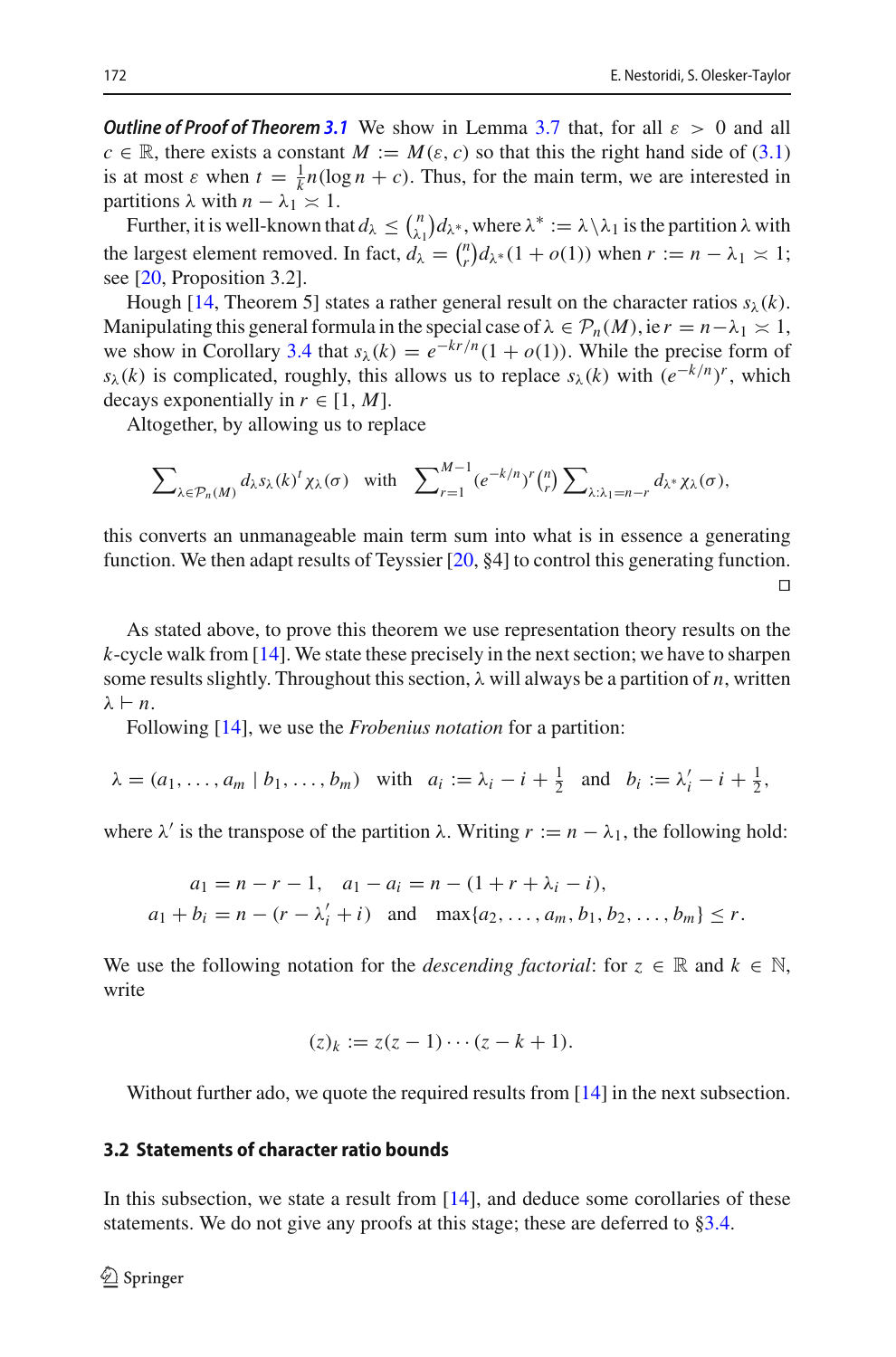***Outline of Proof of Theorem 3.1*** We show in Lemma 3.7 that, for all $\varepsilon > 0$ and all $c \in \mathbb{R}$, there exists a constant $M := M(\varepsilon, c)$ so that this the right hand side of (3.1) is at most $\varepsilon$ when $t = \frac{1}{k} n(\log n + c)$. Thus, for the main term, we are interested in partitions $\lambda$ with $n - \lambda_1 \asymp 1$.

Further, it is well-known that $d_\lambda \leq \binom{n}{\lambda_1} d_{\lambda^*}$, where $\lambda^* := \lambda \backslash \lambda_1$ is the partition $\lambda$ with the largest element removed. In fact, $d_\lambda = \binom{n}{r} d_{\lambda^*}(1 + o(1))$ when $r := n - \lambda_1 \asymp 1$; see [20, Proposition 3.2].

Hough [14, Theorem 5] states a rather general result on the character ratios $s_\lambda(k)$. Manipulating this general formula in the special case of $\lambda \in \mathcal{P}_n(M)$, ie $r = n - \lambda_1 \asymp 1$, we show in Corollary 3.4 that $s_\lambda(k) = e^{-kr/n}(1 + o(1))$. While the precise form of $s_\lambda(k)$ is complicated, roughly, this allows us to replace $s_\lambda(k)$ with $(e^{-k/n})^r$, which decays exponentially in $r \in [1, M]$.

Altogether, by allowing us to replace

$$\sum\nolimits_{\lambda \in \mathcal{P}_n(M)} d_\lambda s_\lambda(k)^t \chi_\lambda(\sigma) \quad \text{with} \quad \sum\nolimits_{r=1}^{M-1} (e^{-k/n})^r \binom{n}{r} \sum\nolimits_{\lambda : \lambda_1 = n-r} d_{\lambda^*} \chi_\lambda(\sigma),$$

this converts an unmanageable main term sum into what is in essence a generating function. We then adapt results of Teyssier [20, §4] to control this generating function. □

As stated above, to prove this theorem we use representation theory results on the $k$-cycle walk from [14]. We state these precisely in the next section; we have to sharpen some results slightly. Throughout this section, $\lambda$ will always be a partition of $n$, written $\lambda \vdash n$.

Following [14], we use the *Frobenius notation* for a partition:

$$\lambda = (a_1, \dots, a_m \mid b_1, \dots, b_m) \quad \text{with} \quad a_i := \lambda_i - i + \tfrac{1}{2} \quad \text{and} \quad b_i := \lambda'_i - i + \tfrac{1}{2},$$

where $\lambda'$ is the transpose of the partition $\lambda$. Writing $r := n - \lambda_1$, the following hold:

$$a_1 = n - r - 1, \quad a_1 - a_i = n - (1 + r + \lambda_i - i),$$
$$a_1 + b_i = n - (r - \lambda'_i + i) \quad \text{and} \quad \max\{a_2, \dots, a_m, b_1, b_2, \dots, b_m\} \leq r.$$

We use the following notation for the *descending factorial*: for $z \in \mathbb{R}$ and $k \in \mathbb{N}$, write

$$(z)_k := z(z-1) \cdots (z-k+1).$$

Without further ado, we quote the required results from [14] in the next subsection.

### 3.2 Statements of character ratio bounds

In this subsection, we state a result from [14], and deduce some corollaries of these statements. We do not give any proofs at this stage; these are deferred to §3.4.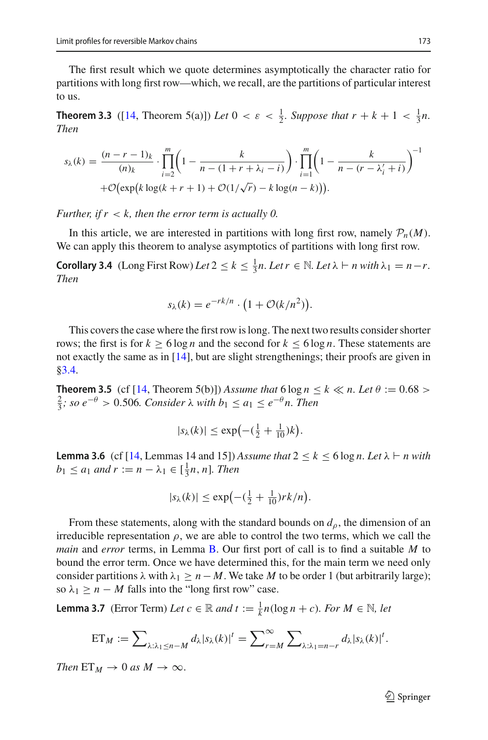The first result which we quote determines asymptotically the character ratio for partitions with long first row—which, we recall, are the partitions of particular interest to us.

**Theorem 3.3** ([14, Theorem 5(a)]) *Let $0 < \varepsilon < \frac{1}{2}$. Suppose that $r + k + 1 < \frac{1}{3}n$. Then*

$$s_\lambda(k) = \frac{(n-r-1)_k}{(n)_k} \cdot \prod_{i=2}^{m} \left(1 - \frac{k}{n - (1 + r + \lambda_i - i)}\right) \cdot \prod_{i=1}^{m} \left(1 - \frac{k}{n - (r - \lambda_i' + i)}\right)^{-1}$$
$$+ \mathcal{O}\big(\exp\big(k \log(k + r + 1) + \mathcal{O}(1/\sqrt{r}) - k \log(n-k)\big)\big).$$

*Further, if $r < k$, then the error term is actually 0.*

In this article, we are interested in partitions with long first row, namely $\mathcal{P}_n(M)$. We can apply this theorem to analyse asymptotics of partitions with long first row.

**Corollary 3.4** (Long First Row) *Let $2 \le k \le \frac{1}{3}n$. Let $r \in \mathbb{N}$. Let $\lambda \vdash n$ with $\lambda_1 = n - r$. Then*

$$s_\lambda(k) = e^{-rk/n} \cdot \big(1 + \mathcal{O}(k/n^2)\big).$$

This covers the case where the first row is long. The next two results consider shorter rows; the first is for $k \ge 6 \log n$ and the second for $k \le 6 \log n$. These statements are not exactly the same as in [14], but are slight strengthenings; their proofs are given in §3.4.

**Theorem 3.5** (cf [14, Theorem 5(b)]) *Assume that $6 \log n \le k \ll n$. Let $\theta := 0.68 > \frac{2}{3}$; so $e^{-\theta} > 0.506$. Consider $\lambda$ with $b_1 \le a_1 \le e^{-\theta} n$. Then*

$$|s_\lambda(k)| \le \exp\big(-(\tfrac{1}{2} + \tfrac{1}{10})k\big).$$

**Lemma 3.6** (cf [14, Lemmas 14 and 15]) *Assume that $2 \le k \le 6 \log n$. Let $\lambda \vdash n$ with $b_1 \le a_1$ and $r := n - \lambda_1 \in [\frac{1}{3}n, n]$. Then*

$$|s_\lambda(k)| \le \exp\big(-(\tfrac{1}{2} + \tfrac{1}{10})rk/n\big).$$

From these statements, along with the standard bounds on $d_\rho$, the dimension of an irreducible representation $\rho$, we are able to control the two terms, which we call the *main* and *error* terms, in Lemma B. Our first port of call is to find a suitable $M$ to bound the error term. Once we have determined this, for the main term we need only consider partitions $\lambda$ with $\lambda_1 \ge n - M$. We take $M$ to be order 1 (but arbitrarily large); so $\lambda_1 \ge n - M$ falls into the "long first row" case.

**Lemma 3.7** (Error Term) *Let $c \in \mathbb{R}$ and $t := \frac{1}{k} n(\log n + c)$. For $M \in \mathbb{N}$, let*

$$\mathrm{ET}_M := \sum\nolimits_{\lambda : \lambda_1 \le n - M} d_\lambda |s_\lambda(k)|^t = \sum\nolimits_{r=M}^{\infty} \sum\nolimits_{\lambda : \lambda_1 = n - r} d_\lambda |s_\lambda(k)|^t.$$

*Then $\mathrm{ET}_M \to 0$ as $M \to \infty$.*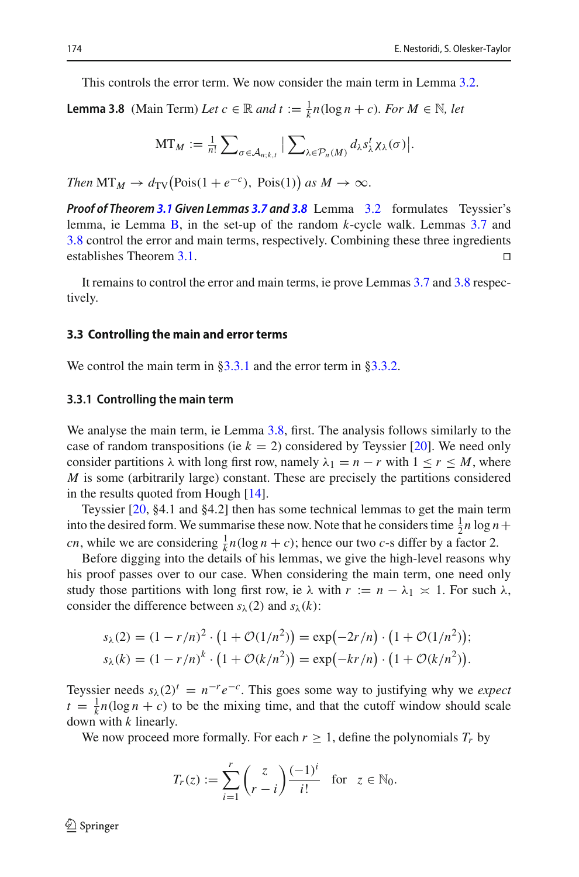This controls the error term. We now consider the main term in Lemma 3.2.

**Lemma 3.8** (Main Term) *Let $c \in \mathbb{R}$ and $t := \frac{1}{k} n(\log n + c)$. For $M \in \mathbb{N}$, let*

$$\mathrm{MT}_M := \tfrac{1}{n!} \sum\nolimits_{\sigma \in \mathcal{A}_{n;k,t}} \big| \sum\nolimits_{\lambda \in \mathcal{P}_n(M)} d_\lambda s_\lambda^t \chi_\lambda(\sigma) \big|.$$

*Then $\mathrm{MT}_M \to d_{\mathrm{TV}}\big(\mathrm{Pois}(1 + e^{-c}),\ \mathrm{Pois}(1)\big)$ as $M \to \infty$.*

***Proof of Theorem 3.1 Given Lemmas 3.7 and 3.8*** Lemma 3.2 formulates Teyssier's lemma, ie Lemma B, in the set-up of the random $k$-cycle walk. Lemmas 3.7 and 3.8 control the error and main terms, respectively. Combining these three ingredients establishes Theorem 3.1. □

It remains to control the error and main terms, ie prove Lemmas 3.7 and 3.8 respectively.

### 3.3 Controlling the main and error terms

We control the main term in §3.3.1 and the error term in §3.3.2.

#### 3.3.1 Controlling the main term

We analyse the main term, ie Lemma 3.8, first. The analysis follows similarly to the case of random transpositions (ie $k = 2$) considered by Teyssier [20]. We need only consider partitions $\lambda$ with long first row, namely $\lambda_1 = n - r$ with $1 \le r \le M$, where $M$ is some (arbitrarily large) constant. These are precisely the partitions considered in the results quoted from Hough [14].

Teyssier [20, §4.1 and §4.2] then has some technical lemmas to get the main term into the desired form. We summarise these now. Note that he considers time $\frac{1}{2} n \log n + cn$, while we are considering $\frac{1}{k} n(\log n + c)$; hence our two $c$-s differ by a factor 2.

Before digging into the details of his lemmas, we give the high-level reasons why his proof passes over to our case. When considering the main term, one need only study those partitions with long first row, ie $\lambda$ with $r := n - \lambda_1 \asymp 1$. For such $\lambda$, consider the difference between $s_\lambda(2)$ and $s_\lambda(k)$:

$$\begin{aligned}
s_\lambda(2) &= (1 - r/n)^2 \cdot \big(1 + \mathcal{O}(1/n^2)\big) = \exp\big(-2r/n\big) \cdot \big(1 + \mathcal{O}(1/n^2)\big);\\
s_\lambda(k) &= (1 - r/n)^k \cdot \big(1 + \mathcal{O}(k/n^2)\big) = \exp\big(-kr/n\big) \cdot \big(1 + \mathcal{O}(k/n^2)\big).
\end{aligned}$$

Teyssier needs $s_\lambda(2)^t = n^{-r} e^{-c}$. This goes some way to justifying why we *expect* $t = \frac{1}{k} n(\log n + c)$ to be the mixing time, and that the cutoff window should scale down with $k$ linearly.

We now proceed more formally. For each $r \ge 1$, define the polynomials $T_r$ by

$$T_r(z) := \sum_{i=1}^{r} \binom{z}{r-i} \frac{(-1)^i}{i!} \quad \text{for} \quad z \in \mathbb{N}_0.$$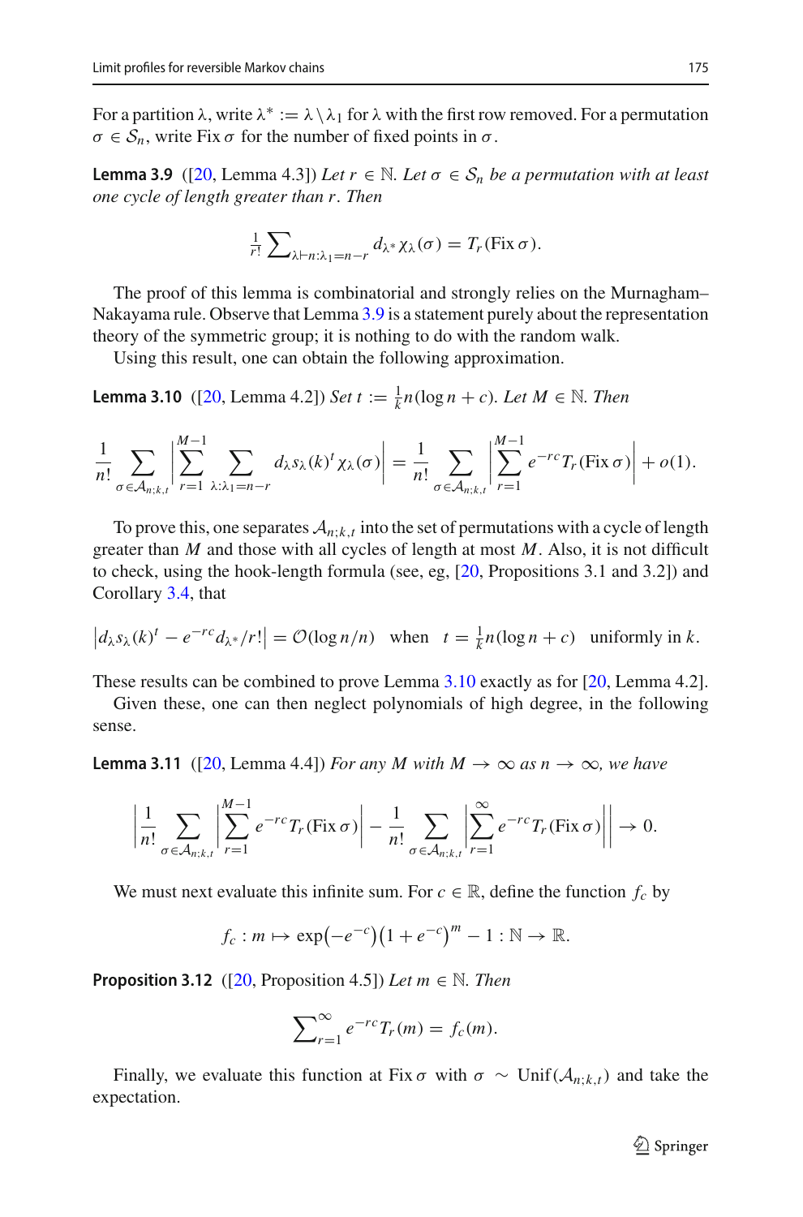For a partition $\lambda$, write $\lambda^* := \lambda \setminus \lambda_1$ for $\lambda$ with the first row removed. For a permutation $\sigma \in \mathcal{S}_n$, write $\operatorname{Fix} \sigma$ for the number of fixed points in $\sigma$.

**Lemma 3.9** ([20, Lemma 4.3]) *Let $r \in \mathbb{N}$. Let $\sigma \in \mathcal{S}_n$ be a permutation with at least one cycle of length greater than $r$. Then*

$$\tfrac{1}{r!} \sum\nolimits_{\lambda \vdash n : \lambda_1 = n-r} d_{\lambda^*} \chi_\lambda(\sigma) = T_r(\operatorname{Fix} \sigma).$$

The proof of this lemma is combinatorial and strongly relies on the Murnagham–Nakayama rule. Observe that Lemma 3.9 is a statement purely about the representation theory of the symmetric group; it is nothing to do with the random walk.

Using this result, one can obtain the following approximation.

**Lemma 3.10** ([20, Lemma 4.2]) *Set $t := \frac{1}{k} n(\log n + c)$. Let $M \in \mathbb{N}$. Then*

$$\frac{1}{n!} \sum_{\sigma \in \mathcal{A}_{n;k,t}} \left| \sum_{r=1}^{M-1} \sum_{\lambda : \lambda_1 = n-r} d_\lambda s_\lambda(k)^t \chi_\lambda(\sigma) \right| = \frac{1}{n!} \sum_{\sigma \in \mathcal{A}_{n;k,t}} \left| \sum_{r=1}^{M-1} e^{-rc} T_r(\operatorname{Fix} \sigma) \right| + o(1).$$

To prove this, one separates $\mathcal{A}_{n;k,t}$ into the set of permutations with a cycle of length greater than $M$ and those with all cycles of length at most $M$. Also, it is not difficult to check, using the hook-length formula (see, eg, [20, Propositions 3.1 and 3.2]) and Corollary 3.4, that

$$\left| d_\lambda s_\lambda(k)^t - e^{-rc} d_{\lambda^*}/r! \right| = \mathcal{O}(\log n/n) \quad \text{when} \quad t = \tfrac{1}{k} n(\log n + c) \quad \text{uniformly in } k.$$

These results can be combined to prove Lemma 3.10 exactly as for [20, Lemma 4.2].

Given these, one can then neglect polynomials of high degree, in the following sense.

**Lemma 3.11** ([20, Lemma 4.4]) *For any $M$ with $M \to \infty$ as $n \to \infty$, we have*

$$\left| \frac{1}{n!} \sum_{\sigma \in \mathcal{A}_{n;k,t}} \left| \sum_{r=1}^{M-1} e^{-rc} T_r(\operatorname{Fix} \sigma) \right| - \frac{1}{n!} \sum_{\sigma \in \mathcal{A}_{n;k,t}} \left| \sum_{r=1}^{\infty} e^{-rc} T_r(\operatorname{Fix} \sigma) \right| \right| \to 0.$$

We must next evaluate this infinite sum. For $c \in \mathbb{R}$, define the function $f_c$ by

$$f_c : m \mapsto \exp\bigl(-e^{-c}\bigr)\bigl(1 + e^{-c}\bigr)^m - 1 : \mathbb{N} \to \mathbb{R}.$$

**Proposition 3.12** ([20, Proposition 4.5]) *Let $m \in \mathbb{N}$. Then*

$$\sum\nolimits_{r=1}^{\infty} e^{-rc} T_r(m) = f_c(m).$$

Finally, we evaluate this function at $\operatorname{Fix} \sigma$ with $\sigma \sim \operatorname{Unif}(\mathcal{A}_{n;k,t})$ and take the expectation.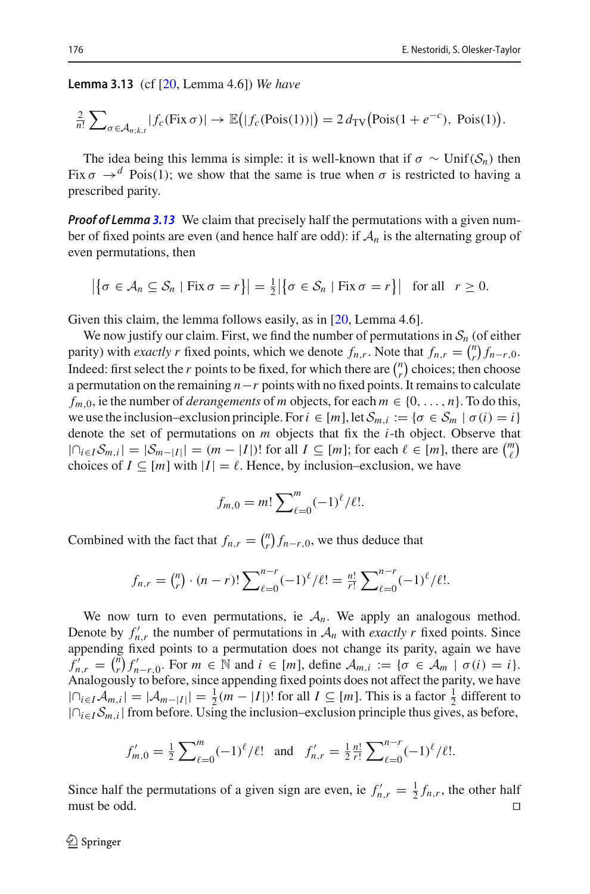**Lemma 3.13** (cf [20, Lemma 4.6]) *We have*

$$\tfrac{2}{n!} \sum\nolimits_{\sigma \in \mathcal{A}_{n;k,t}} |f_c(\operatorname{Fix} \sigma)| \to \mathbb{E}\big(|f_c(\operatorname{Pois}(1))|\big) = 2\, d_{\mathrm{TV}}\big(\operatorname{Pois}(1+e^{-c}),\ \operatorname{Pois}(1)\big).$$

The idea being this lemma is simple: it is well-known that if $\sigma \sim \operatorname{Unif}(\mathcal{S}_n)$ then $\operatorname{Fix} \sigma \to^d \operatorname{Pois}(1)$; we show that the same is true when $\sigma$ is restricted to having a prescribed parity.

***Proof of Lemma 3.13*** We claim that precisely half the permutations with a given number of fixed points are even (and hence half are odd): if $\mathcal{A}_n$ is the alternating group of even permutations, then

$$\big|\{\sigma \in \mathcal{A}_n \subseteq \mathcal{S}_n \mid \operatorname{Fix} \sigma = r\}\big| = \tfrac{1}{2}\big|\{\sigma \in \mathcal{S}_n \mid \operatorname{Fix} \sigma = r\}\big| \quad \text{for all} \quad r \geq 0.$$

Given this claim, the lemma follows easily, as in [20, Lemma 4.6].

We now justify our claim. First, we find the number of permutations in $\mathcal{S}_n$ (of either parity) with *exactly* $r$ fixed points, which we denote $f_{n,r}$. Note that $f_{n,r} = \binom{n}{r} f_{n-r,0}$. Indeed: first select the $r$ points to be fixed, for which there are $\binom{n}{r}$ choices; then choose a permutation on the remaining $n-r$ points with no fixed points. It remains to calculate $f_{m,0}$, ie the number of *derangements* of $m$ objects, for each $m \in \{0, \ldots, n\}$. To do this, we use the inclusion–exclusion principle. For $i \in [m]$, let $\mathcal{S}_{m,i} := \{\sigma \in \mathcal{S}_m \mid \sigma(i) = i\}$ denote the set of permutations on $m$ objects that fix the $i$-th object. Observe that $|\cap_{i \in I} \mathcal{S}_{m,i}| = |\mathcal{S}_{m-|I|}| = (m-|I|)!$ for all $I \subseteq [m]$; for each $\ell \in [m]$, there are $\binom{m}{\ell}$ choices of $I \subseteq [m]$ with $|I| = \ell$. Hence, by inclusion–exclusion, we have

$$f_{m,0} = m! \sum\nolimits_{\ell=0}^{m} (-1)^\ell/\ell!.$$

Combined with the fact that $f_{n,r} = \binom{n}{r} f_{n-r,0}$, we thus deduce that

$$f_{n,r} = \tbinom{n}{r} \cdot (n-r)! \sum\nolimits_{\ell=0}^{n-r} (-1)^\ell/\ell! = \tfrac{n!}{r!} \sum\nolimits_{\ell=0}^{n-r} (-1)^\ell/\ell!.$$

We now turn to even permutations, ie $\mathcal{A}_n$. We apply an analogous method. Denote by $f'_{n,r}$ the number of permutations in $\mathcal{A}_n$ with *exactly* $r$ fixed points. Since appending fixed points to a permutation does not change its parity, again we have $f'_{n,r} = \binom{n}{r} f'_{n-r,0}$. For $m \in \mathbb{N}$ and $i \in [m]$, define $\mathcal{A}_{m,i} := \{\sigma \in \mathcal{A}_m \mid \sigma(i) = i\}$. Analogously to before, since appending fixed points does not affect the parity, we have $|\cap_{i \in I} \mathcal{A}_{m,i}| = |\mathcal{A}_{m-|I|}| = \frac{1}{2}(m-|I|)!$ for all $I \subseteq [m]$. This is a factor $\frac{1}{2}$ different to $|\cap_{i \in I} \mathcal{S}_{m,i}|$ from before. Using the inclusion–exclusion principle thus gives, as before,

$$f'_{m,0} = \tfrac{1}{2} \sum\nolimits_{\ell=0}^{m} (-1)^\ell/\ell! \quad \text{and} \quad f'_{n,r} = \tfrac{1}{2} \tfrac{n!}{r!} \sum\nolimits_{\ell=0}^{n-r} (-1)^\ell/\ell!.$$

Since half the permutations of a given sign are even, ie $f'_{n,r} = \frac{1}{2} f_{n,r}$, the other half must be odd. $\square$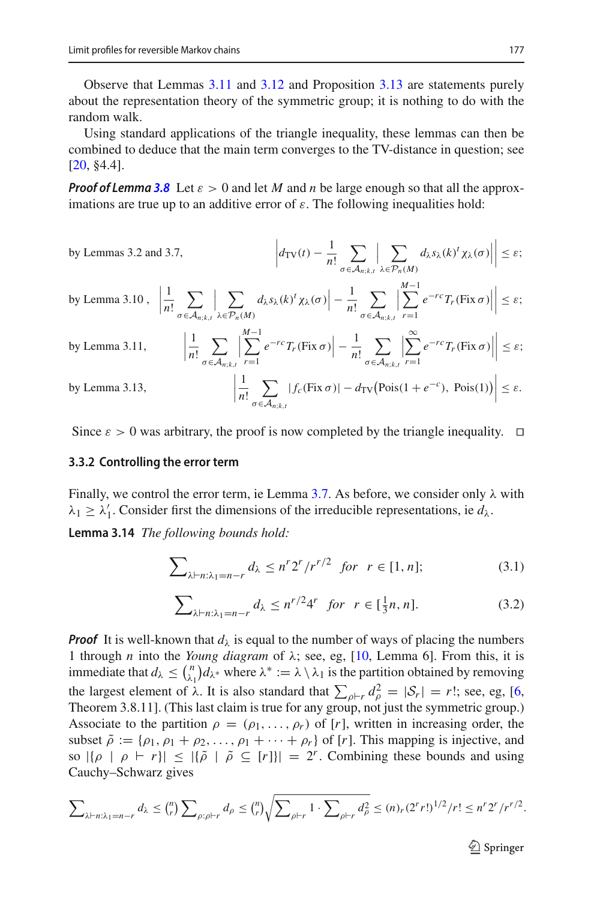Observe that Lemmas 3.11 and 3.12 and Proposition 3.13 are statements purely about the representation theory of the symmetric group; it is nothing to do with the random walk.

Using standard applications of the triangle inequality, these lemmas can then be combined to deduce that the main term converges to the TV-distance in question; see [20, §4.4].

***Proof of Lemma 3.8*** Let $\varepsilon > 0$ and let $M$ and $n$ be large enough so that all the approximations are true up to an additive error of $\varepsilon$. The following inequalities hold:

by Lemmas 3.2 and 3.7,
$$\left| d_{\mathrm{TV}}(t) - \frac{1}{n!} \sum_{\sigma \in \mathcal{A}_{n;k,t}} \left| \sum_{\lambda \in \mathcal{P}_n(M)} d_\lambda s_\lambda(k)^t \chi_\lambda(\sigma) \right| \right| \le \varepsilon;$$

by Lemma 3.10 ,
$$\left| \frac{1}{n!} \sum_{\sigma \in \mathcal{A}_{n;k,t}} \left| \sum_{\lambda \in \mathcal{P}_n(M)} d_\lambda s_\lambda(k)^t \chi_\lambda(\sigma) \right| - \frac{1}{n!} \sum_{\sigma \in \mathcal{A}_{n;k,t}} \left| \sum_{r=1}^{M-1} e^{-rc} T_r(\mathrm{Fix}\,\sigma) \right| \right| \le \varepsilon;$$

by Lemma 3.11,
$$\left| \frac{1}{n!} \sum_{\sigma \in \mathcal{A}_{n;k,t}} \left| \sum_{r=1}^{M-1} e^{-rc} T_r(\mathrm{Fix}\,\sigma) \right| - \frac{1}{n!} \sum_{\sigma \in \mathcal{A}_{n;k,t}} \left| \sum_{r=1}^{\infty} e^{-rc} T_r(\mathrm{Fix}\,\sigma) \right| \right| \le \varepsilon;$$

by Lemma 3.13,
$$\left| \frac{1}{n!} \sum_{\sigma \in \mathcal{A}_{n;k,t}} |f_c(\mathrm{Fix}\,\sigma)| - d_{\mathrm{TV}}\big(\mathrm{Pois}(1 + e^{-c}),\ \mathrm{Pois}(1)\big) \right| \le \varepsilon.$$

Since $\varepsilon > 0$ was arbitrary, the proof is now completed by the triangle inequality. $\square$

### 3.3.2 Controlling the error term

Finally, we control the error term, ie Lemma 3.7. As before, we consider only $\lambda$ with $\lambda_1 \ge \lambda_1'$. Consider first the dimensions of the irreducible representations, ie $d_\lambda$.

**Lemma 3.14** *The following bounds hold:*

$$\sum\nolimits_{\lambda \vdash n : \lambda_1 = n-r} d_\lambda \le n^r 2^r / r^{r/2} \quad \text{for} \quad r \in [1, n]; \tag{3.1}$$

$$\sum\nolimits_{\lambda \vdash n : \lambda_1 = n-r} d_\lambda \le n^{r/2} 4^r \quad \text{for} \quad r \in [\tfrac{1}{3}n, n]. \tag{3.2}$$

***Proof*** It is well-known that $d_\lambda$ is equal to the number of ways of placing the numbers 1 through $n$ into the *Young diagram* of $\lambda$; see, eg, [10, Lemma 6]. From this, it is immediate that $d_\lambda \le \binom{n}{\lambda_1} d_{\lambda^*}$ where $\lambda^* := \lambda \setminus \lambda_1$ is the partition obtained by removing the largest element of $\lambda$. It is also standard that $\sum_{\rho \vdash r} d_\rho^2 = |\mathcal{S}_r| = r!$; see, eg, [6, Theorem 3.8.11]. (This last claim is true for any group, not just the symmetric group.) Associate to the partition $\rho = (\rho_1, \ldots, \rho_r)$ of $[r]$, written in increasing order, the subset $\tilde{\rho} := \{\rho_1, \rho_1 + \rho_2, \ldots, \rho_1 + \cdots + \rho_r\}$ of $[r]$. This mapping is injective, and so $|\{\rho \mid \rho \vdash r\}| \le |\{\tilde{\rho} \mid \tilde{\rho} \subseteq [r]\}| = 2^r$. Combining these bounds and using Cauchy–Schwarz gives

$$\sum\nolimits_{\lambda \vdash n : \lambda_1 = n-r} d_\lambda \le \tbinom{n}{r} \sum\nolimits_{\rho : \rho \vdash r} d_\rho \le \tbinom{n}{r} \sqrt{\sum\nolimits_{\rho \vdash r} 1 \cdot \sum\nolimits_{\rho \vdash r} d_\rho^2} \le (n)_r (2^r r!)^{1/2} / r! \le n^r 2^r / r^{r/2}.$$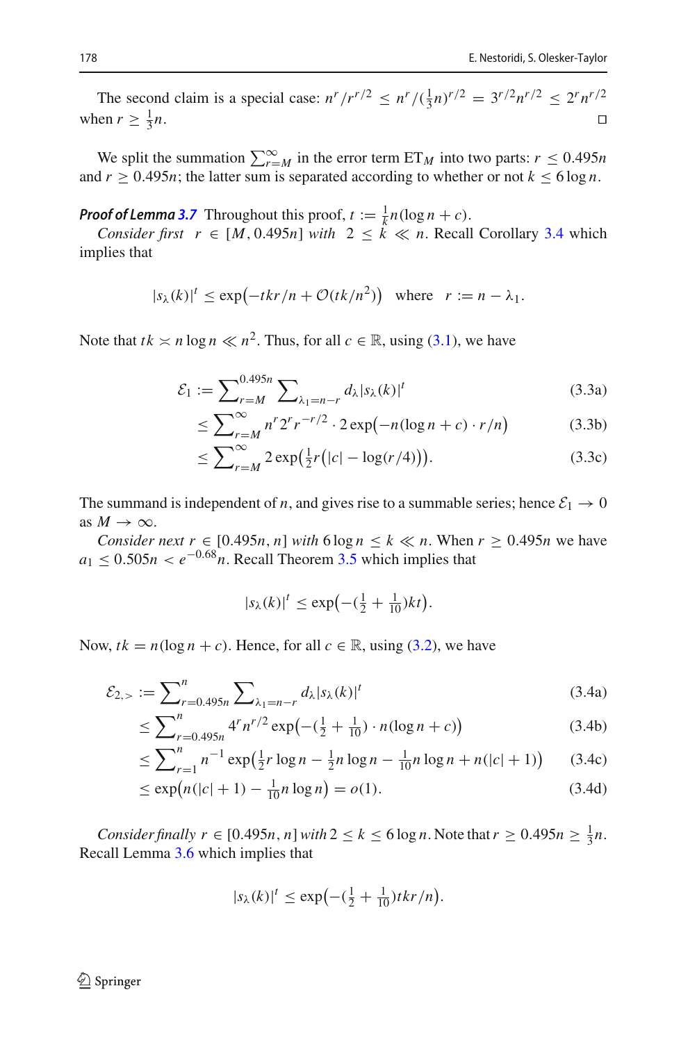The second claim is a special case: $n^r/r^{r/2} \le n^r/(\frac{1}{3}n)^{r/2} = 3^{r/2} n^{r/2} \le 2^r n^{r/2}$ when $r \ge \frac{1}{3}n$. $\square$

We split the summation $\sum_{r=M}^{\infty}$ in the error term $\mathrm{ET}_M$ into two parts: $r \le 0.495n$ and $r \ge 0.495n$; the latter sum is separated according to whether or not $k \le 6 \log n$.

***Proof of Lemma 3.7*** Throughout this proof, $t := \frac{1}{k} n(\log n + c)$.

*Consider first* $r \in [M, 0.495n]$ *with* $2 \le k \ll n$. Recall Corollary 3.4 which implies that

$$|s_\lambda(k)|^t \le \exp\bigl(-tkr/n + \mathcal{O}(tk/n^2)\bigr) \quad \text{where} \quad r := n - \lambda_1.$$

Note that $tk \asymp n \log n \ll n^2$. Thus, for all $c \in \mathbb{R}$, using (3.1), we have

$$\mathcal{E}_1 := \sum\nolimits_{r=M}^{0.495n} \sum\nolimits_{\lambda_1 = n-r} d_\lambda |s_\lambda(k)|^t \tag{3.3a}$$

$$\le \sum\nolimits_{r=M}^{\infty} n^r 2^r r^{-r/2} \cdot 2 \exp\bigl(-n(\log n + c) \cdot r/n\bigr) \tag{3.3b}$$

$$\le \sum\nolimits_{r=M}^{\infty} 2 \exp\bigl(\tfrac{1}{2} r (|c| - \log(r/4))\bigr). \tag{3.3c}$$

The summand is independent of $n$, and gives rise to a summable series; hence $\mathcal{E}_1 \to 0$ as $M \to \infty$.

*Consider next* $r \in [0.495n, n]$ *with* $6 \log n \le k \ll n$. When $r \ge 0.495n$ we have $a_1 \le 0.505n < e^{-0.68} n$. Recall Theorem 3.5 which implies that

$$|s_\lambda(k)|^t \le \exp\bigl(-(\tfrac{1}{2} + \tfrac{1}{10})kt\bigr).$$

Now, $tk = n(\log n + c)$. Hence, for all $c \in \mathbb{R}$, using (3.2), we have

$$\mathcal{E}_{2,>} := \sum\nolimits_{r=0.495n}^{n} \sum\nolimits_{\lambda_1 = n-r} d_\lambda |s_\lambda(k)|^t \tag{3.4a}$$

$$\le \sum\nolimits_{r=0.495n}^{n} 4^r n^{r/2} \exp\bigl(-(\tfrac{1}{2} + \tfrac{1}{10}) \cdot n(\log n + c)\bigr) \tag{3.4b}$$

$$\le \sum\nolimits_{r=1}^{n} n^{-1} \exp\bigl(\tfrac{1}{2} r \log n - \tfrac{1}{2} n \log n - \tfrac{1}{10} n \log n + n(|c| + 1)\bigr) \tag{3.4c}$$

$$\le \exp\bigl(n(|c| + 1) - \tfrac{1}{10} n \log n\bigr) = o(1). \tag{3.4d}$$

*Consider finally* $r \in [0.495n, n]$ *with* $2 \le k \le 6 \log n$. Note that $r \ge 0.495n \ge \frac{1}{3}n$. Recall Lemma 3.6 which implies that

$$|s_\lambda(k)|^t \le \exp\bigl(-(\tfrac{1}{2} + \tfrac{1}{10})tkr/n\bigr).$$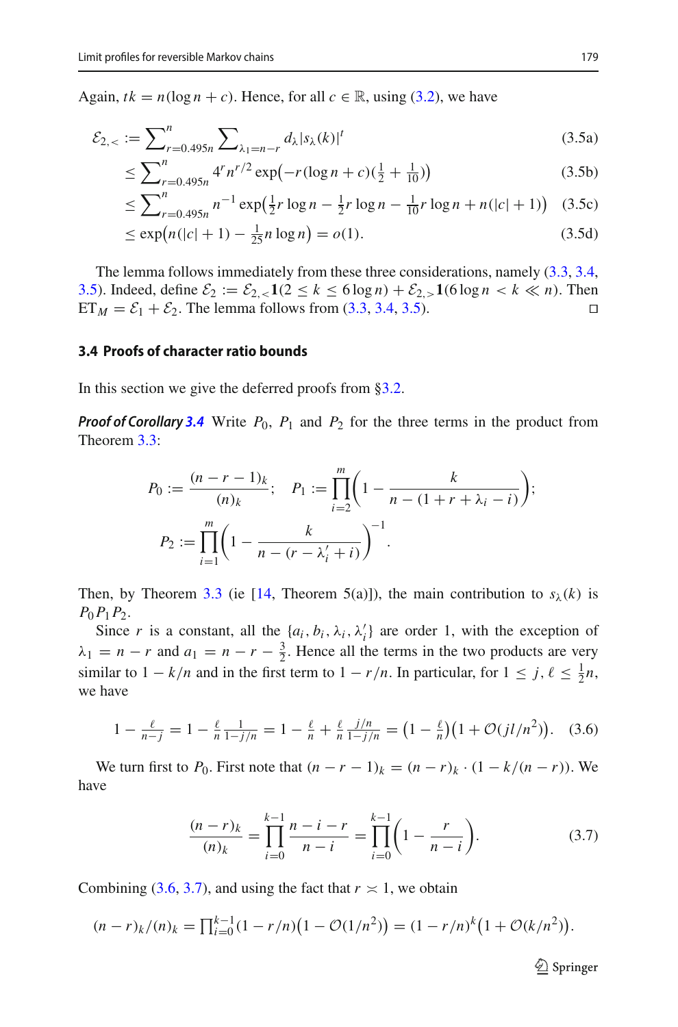Again, $tk = n(\log n + c)$. Hence, for all $c \in \mathbb{R}$, using (3.2), we have

$$\mathcal{E}_{2,<} := \sum\nolimits_{r=0.495n}^{n} \sum\nolimits_{\lambda_1 = n-r} d_\lambda |s_\lambda(k)|^t \tag{3.5a}$$

$$\leq \sum\nolimits_{r=0.495n}^{n} 4^r n^{r/2} \exp\bigl(-r(\log n + c)(\tfrac{1}{2} + \tfrac{1}{10})\bigr) \tag{3.5b}$$

$$\leq \sum\nolimits_{r=0.495n}^{n} n^{-1} \exp\bigl(\tfrac{1}{2} r \log n - \tfrac{1}{2} r \log n - \tfrac{1}{10} r \log n + n(|c|+1)\bigr) \tag{3.5c}$$

$$\leq \exp\bigl(n(|c|+1) - \tfrac{1}{25} n \log n\bigr) = o(1). \tag{3.5d}$$

The lemma follows immediately from these three considerations, namely (3.3, 3.4, 3.5). Indeed, define $\mathcal{E}_2 := \mathcal{E}_{2,<} \mathbf{1}(2 \leq k \leq 6 \log n) + \mathcal{E}_{2,>} \mathbf{1}(6 \log n < k \ll n)$. Then $\mathrm{ET}_M = \mathcal{E}_1 + \mathcal{E}_2$. The lemma follows from (3.3, 3.4, 3.5). □

### 3.4 Proofs of character ratio bounds

In this section we give the deferred proofs from §3.2.

***Proof of Corollary 3.4*** Write $P_0$, $P_1$ and $P_2$ for the three terms in the product from Theorem 3.3:

$$P_0 := \frac{(n-r-1)_k}{(n)_k}; \quad P_1 := \prod_{i=2}^{m} \biggl(1 - \frac{k}{n - (1 + r + \lambda_i - i)}\biggr);$$

$$P_2 := \prod_{i=1}^{m} \biggl(1 - \frac{k}{n - (r - \lambda_i' + i)}\biggr)^{-1}.$$

Then, by Theorem 3.3 (ie [14, Theorem 5(a)]), the main contribution to $s_\lambda(k)$ is $P_0 P_1 P_2$.

Since $r$ is a constant, all the $\{a_i, b_i, \lambda_i, \lambda_i'\}$ are order 1, with the exception of $\lambda_1 = n - r$ and $a_1 = n - r - \frac{3}{2}$. Hence all the terms in the two products are very similar to $1 - k/n$ and in the first term to $1 - r/n$. In particular, for $1 \leq j, \ell \leq \frac{1}{2} n$, we have

$$1 - \tfrac{\ell}{n-j} = 1 - \tfrac{\ell}{n} \tfrac{1}{1-j/n} = 1 - \tfrac{\ell}{n} + \tfrac{\ell}{n} \tfrac{j/n}{1-j/n} = \bigl(1 - \tfrac{\ell}{n}\bigr)\bigl(1 + \mathcal{O}(j\ell/n^2)\bigr). \tag{3.6}$$

We turn first to $P_0$. First note that $(n-r-1)_k = (n-r)_k \cdot (1 - k/(n-r))$. We have

$$\frac{(n-r)_k}{(n)_k} = \prod_{i=0}^{k-1} \frac{n-i-r}{n-i} = \prod_{i=0}^{k-1} \biggl(1 - \frac{r}{n-i}\biggr). \tag{3.7}$$

Combining (3.6, 3.7), and using the fact that $r \asymp 1$, we obtain

$$(n-r)_k/(n)_k = \textstyle\prod_{i=0}^{k-1} (1 - r/n)\bigl(1 - \mathcal{O}(1/n^2)\bigr) = (1 - r/n)^k \bigl(1 + \mathcal{O}(k/n^2)\bigr).$$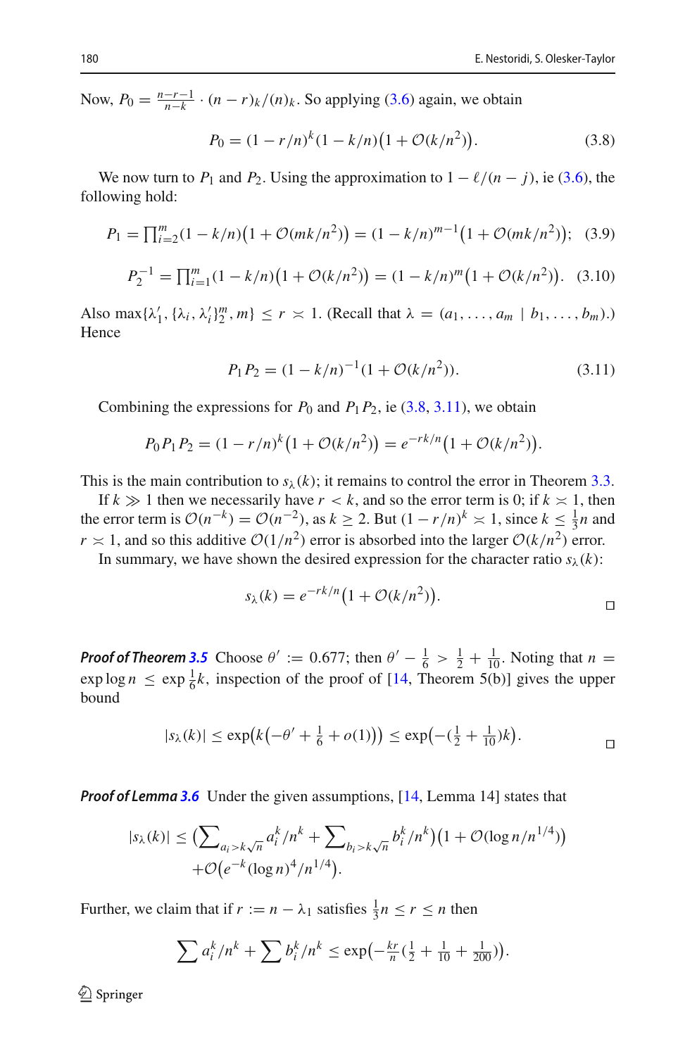Now, $P_0 = \frac{n-r-1}{n-k} \cdot (n-r)_k/(n)_k$. So applying (3.6) again, we obtain

$$P_0 = (1 - r/n)^k (1 - k/n)\big(1 + \mathcal{O}(k/n^2)\big). \tag{3.8}$$

We now turn to $P_1$ and $P_2$. Using the approximation to $1 - \ell/(n-j)$, ie (3.6), the following hold:

$$P_1 = \prod_{i=2}^{m} (1 - k/n)\big(1 + \mathcal{O}(mk/n^2)\big) = (1 - k/n)^{m-1}\big(1 + \mathcal{O}(mk/n^2)\big); \tag{3.9}$$

$$P_2^{-1} = \prod_{i=1}^{m} (1 - k/n)\big(1 + \mathcal{O}(k/n^2)\big) = (1 - k/n)^m \big(1 + \mathcal{O}(k/n^2)\big). \tag{3.10}$$

Also $\max\{\lambda_1', \{\lambda_i, \lambda_i'\}_2^m, m\} \le r \asymp 1$. (Recall that $\lambda = (a_1, \ldots, a_m \mid b_1, \ldots, b_m)$.) Hence

$$P_1 P_2 = (1 - k/n)^{-1}(1 + \mathcal{O}(k/n^2)). \tag{3.11}$$

Combining the expressions for $P_0$ and $P_1 P_2$, ie (3.8, 3.11), we obtain

$$P_0 P_1 P_2 = (1 - r/n)^k \big(1 + \mathcal{O}(k/n^2)\big) = e^{-rk/n}\big(1 + \mathcal{O}(k/n^2)\big).$$

This is the main contribution to $s_\lambda(k)$; it remains to control the error in Theorem 3.3.

If $k \gg 1$ then we necessarily have $r < k$, and so the error term is 0; if $k \asymp 1$, then the error term is $\mathcal{O}(n^{-k}) = \mathcal{O}(n^{-2})$, as $k \ge 2$. But $(1 - r/n)^k \asymp 1$, since $k \le \frac{1}{3}n$ and $r \asymp 1$, and so this additive $\mathcal{O}(1/n^2)$ error is absorbed into the larger $\mathcal{O}(k/n^2)$ error.

In summary, we have shown the desired expression for the character ratio $s_\lambda(k)$:

$$s_\lambda(k) = e^{-rk/n}\big(1 + \mathcal{O}(k/n^2)\big).$$

□

***Proof of Theorem 3.5*** Choose $\theta' := 0.677$; then $\theta' - \frac{1}{6} > \frac{1}{2} + \frac{1}{10}$. Noting that $n = \exp \log n \le \exp \frac{1}{6}k$, inspection of the proof of [14, Theorem 5(b)] gives the upper bound

$$|s_\lambda(k)| \le \exp\big(k\big(-\theta' + \tfrac{1}{6} + o(1)\big)\big) \le \exp\big(-(\tfrac{1}{2} + \tfrac{1}{10})k\big).$$

□

***Proof of Lemma 3.6*** Under the given assumptions, [14, Lemma 14] states that

$$|s_\lambda(k)| \le \Big(\sum_{a_i > k\sqrt{n}} a_i^k/n^k + \sum_{b_i > k\sqrt{n}} b_i^k/n^k\Big)\big(1 + \mathcal{O}(\log n/n^{1/4})\big)$$
$$+ \mathcal{O}\big(e^{-k}(\log n)^4/n^{1/4}\big).$$

Further, we claim that if $r := n - \lambda_1$ satisfies $\frac{1}{3}n \le r \le n$ then

$$\sum a_i^k/n^k + \sum b_i^k/n^k \le \exp\big(-\tfrac{kr}{n}(\tfrac{1}{2} + \tfrac{1}{10} + \tfrac{1}{200})\big).$$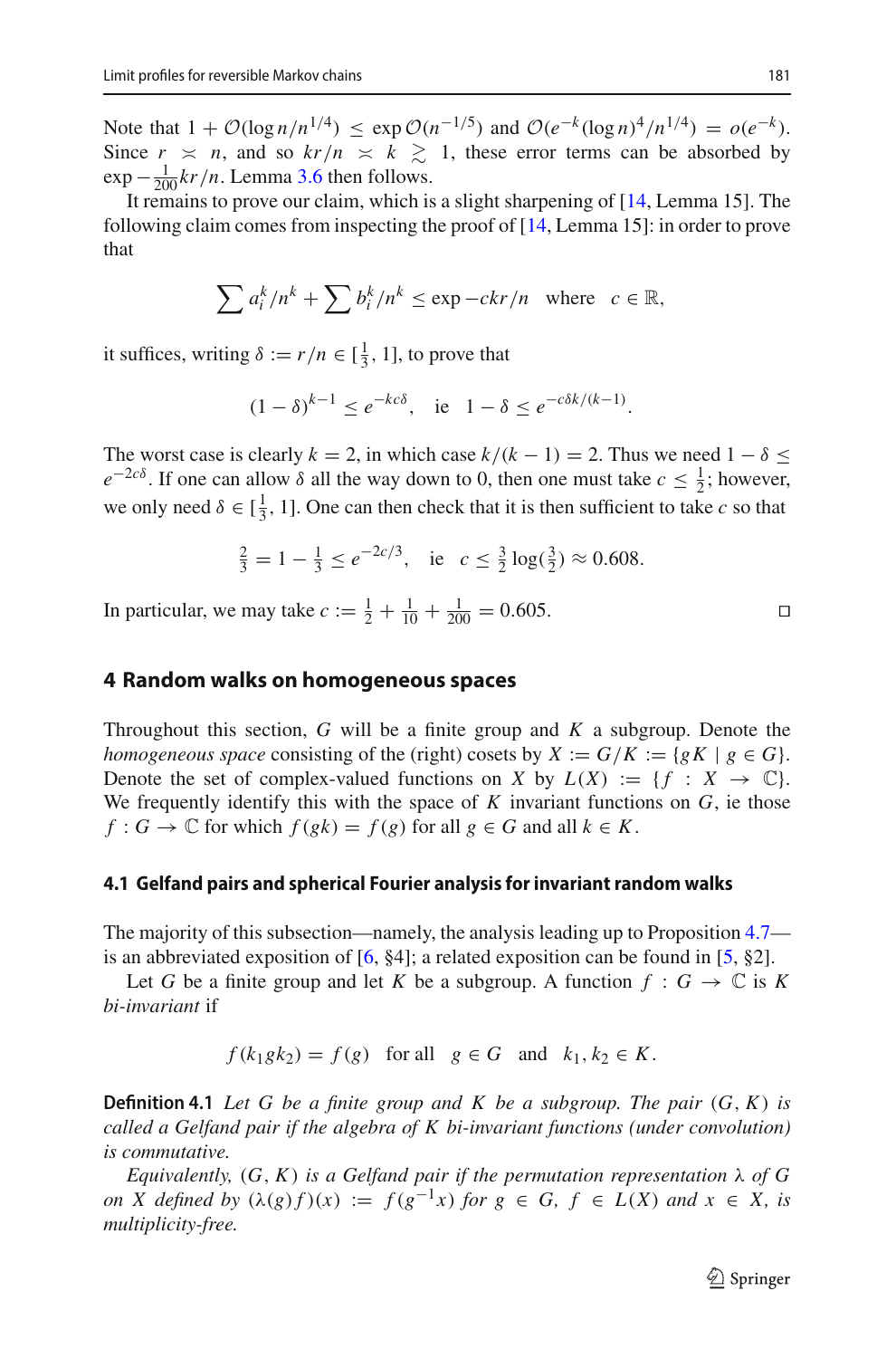Note that $1 + \mathcal{O}(\log n / n^{1/4}) \le \exp \mathcal{O}(n^{-1/5})$ and $\mathcal{O}(e^{-k} (\log n)^4 / n^{1/4}) = o(e^{-k})$. Since $r \asymp n$, and so $kr/n \asymp k \gtrsim 1$, these error terms can be absorbed by $\exp -\frac{1}{200} kr/n$. Lemma 3.6 then follows.

It remains to prove our claim, which is a slight sharpening of [14, Lemma 15]. The following claim comes from inspecting the proof of [14, Lemma 15]: in order to prove that

$$\sum a_i^k / n^k + \sum b_i^k / n^k \le \exp -ckr/n \quad \text{where} \quad c \in \mathbb{R},$$

it suffices, writing $\delta := r/n \in [\frac{1}{3}, 1]$, to prove that

$$(1 - \delta)^{k-1} \le e^{-kc\delta}, \quad \text{ie} \quad 1 - \delta \le e^{-c\delta k/(k-1)}.$$

The worst case is clearly $k = 2$, in which case $k/(k-1) = 2$. Thus we need $1 - \delta \le e^{-2c\delta}$. If one can allow $\delta$ all the way down to 0, then one must take $c \le \frac{1}{2}$; however, we only need $\delta \in [\frac{1}{3}, 1]$. One can then check that it is then sufficient to take $c$ so that

$$\tfrac{2}{3} = 1 - \tfrac{1}{3} \le e^{-2c/3}, \quad \text{ie} \quad c \le \tfrac{3}{2} \log(\tfrac{3}{2}) \approx 0.608.$$

In particular, we may take $c := \frac{1}{2} + \frac{1}{10} + \frac{1}{200} = 0.605$. ◻

## 4 Random walks on homogeneous spaces

Throughout this section, $G$ will be a finite group and $K$ a subgroup. Denote the *homogeneous space* consisting of the (right) cosets by $X := G/K := \{gK \mid g \in G\}$. Denote the set of complex-valued functions on $X$ by $L(X) := \{f : X \to \mathbb{C}\}$. We frequently identify this with the space of $K$ invariant functions on $G$, ie those $f : G \to \mathbb{C}$ for which $f(gk) = f(g)$ for all $g \in G$ and all $k \in K$.

### 4.1 Gelfand pairs and spherical Fourier analysis for invariant random walks

The majority of this subsection—namely, the analysis leading up to Proposition 4.7—is an abbreviated exposition of [6, §4]; a related exposition can be found in [5, §2].

Let $G$ be a finite group and let $K$ be a subgroup. A function $f : G \to \mathbb{C}$ is $K$ *bi-invariant* if

$$f(k_1 g k_2) = f(g) \quad \text{for all} \quad g \in G \quad \text{and} \quad k_1, k_2 \in K.$$

**Definition 4.1** *Let $G$ be a finite group and $K$ be a subgroup. The pair $(G, K)$ is called a Gelfand pair if the algebra of $K$ bi-invariant functions (under convolution) is commutative.*

*Equivalently, $(G, K)$ is a Gelfand pair if the permutation representation $\lambda$ of $G$ on $X$ defined by $(\lambda(g) f)(x) := f(g^{-1} x)$ for $g \in G$, $f \in L(X)$ and $x \in X$, is multiplicity-free.*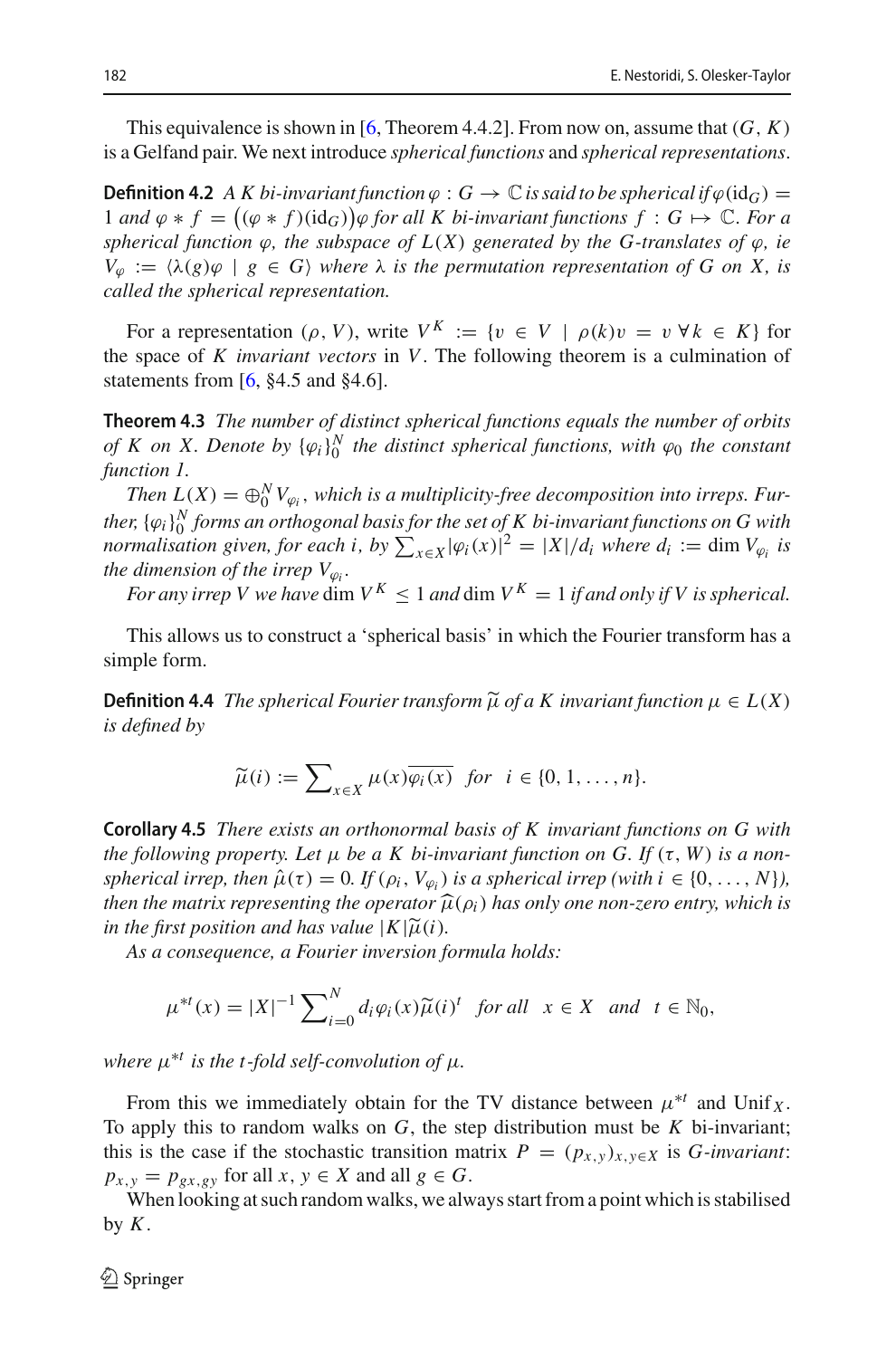This equivalence is shown in [6, Theorem 4.4.2]. From now on, assume that $(G, K)$ is a Gelfand pair. We next introduce *spherical functions* and *spherical representations*.

**Definition 4.2** *A $K$ bi-invariant function $\varphi : G \to \mathbb{C}$ is said to be spherical if $\varphi(\mathrm{id}_G) = 1$ and $\varphi * f = \big((\varphi * f)(\mathrm{id}_G)\big)\varphi$ for all $K$ bi-invariant functions $f : G \mapsto \mathbb{C}$. For a spherical function $\varphi$, the subspace of $L(X)$ generated by the $G$-translates of $\varphi$, ie $V_\varphi := \langle \lambda(g)\varphi \mid g \in G \rangle$ where $\lambda$ is the permutation representation of $G$ on $X$, is called the spherical representation.*

For a representation $(\rho, V)$, write $V^K := \{v \in V \mid \rho(k)v = v \; \forall k \in K\}$ for the space of $K$ *invariant vectors* in $V$. The following theorem is a culmination of statements from [6, §4.5 and §4.6].

**Theorem 4.3** *The number of distinct spherical functions equals the number of orbits of $K$ on $X$. Denote by $\{\varphi_i\}_0^N$ the distinct spherical functions, with $\varphi_0$ the constant function 1.*

*Then $L(X) = \oplus_0^N V_{\varphi_i}$, which is a multiplicity-free decomposition into irreps. Further, $\{\varphi_i\}_0^N$ forms an orthogonal basis for the set of $K$ bi-invariant functions on $G$ with normalisation given, for each $i$, by $\sum_{x \in X} |\varphi_i(x)|^2 = |X|/d_i$ where $d_i := \dim V_{\varphi_i}$ is the dimension of the irrep $V_{\varphi_i}$.*

*For any irrep $V$ we have $\dim V^K \le 1$ and $\dim V^K = 1$ if and only if $V$ is spherical.*

This allows us to construct a 'spherical basis' in which the Fourier transform has a simple form.

**Definition 4.4** *The spherical Fourier transform $\widetilde{\mu}$ of a $K$ invariant function $\mu \in L(X)$ is defined by*

$$\widetilde{\mu}(i) := \sum\nolimits_{x \in X} \mu(x)\overline{\varphi_i(x)} \quad \text{for} \quad i \in \{0, 1, \ldots, n\}.$$

**Corollary 4.5** *There exists an orthonormal basis of $K$ invariant functions on $G$ with the following property. Let $\mu$ be a $K$ bi-invariant function on $G$. If $(\tau, W)$ is a non-spherical irrep, then $\hat{\mu}(\tau) = 0$. If $(\rho_i, V_{\varphi_i})$ is a spherical irrep (with $i \in \{0, \ldots, N\}$), then the matrix representing the operator $\widehat{\mu}(\rho_i)$ has only one non-zero entry, which is in the first position and has value $|K|\widetilde{\mu}(i)$.*

*As a consequence, a Fourier inversion formula holds:*

$$\mu^{*t}(x) = |X|^{-1} \sum\nolimits_{i=0}^{N} d_i \varphi_i(x) \widetilde{\mu}(i)^t \quad \text{for all} \quad x \in X \quad \text{and} \quad t \in \mathbb{N}_0,$$

*where $\mu^{*t}$ is the $t$-fold self-convolution of $\mu$.*

From this we immediately obtain for the TV distance between $\mu^{*t}$ and $\mathrm{Unif}_X$. To apply this to random walks on $G$, the step distribution must be $K$ bi-invariant; this is the case if the stochastic transition matrix $P = (p_{x,y})_{x,y \in X}$ is *$G$-invariant*: $p_{x,y} = p_{gx,gy}$ for all $x, y \in X$ and all $g \in G$.

When looking at such random walks, we always start from a point which is stabilised by $K$.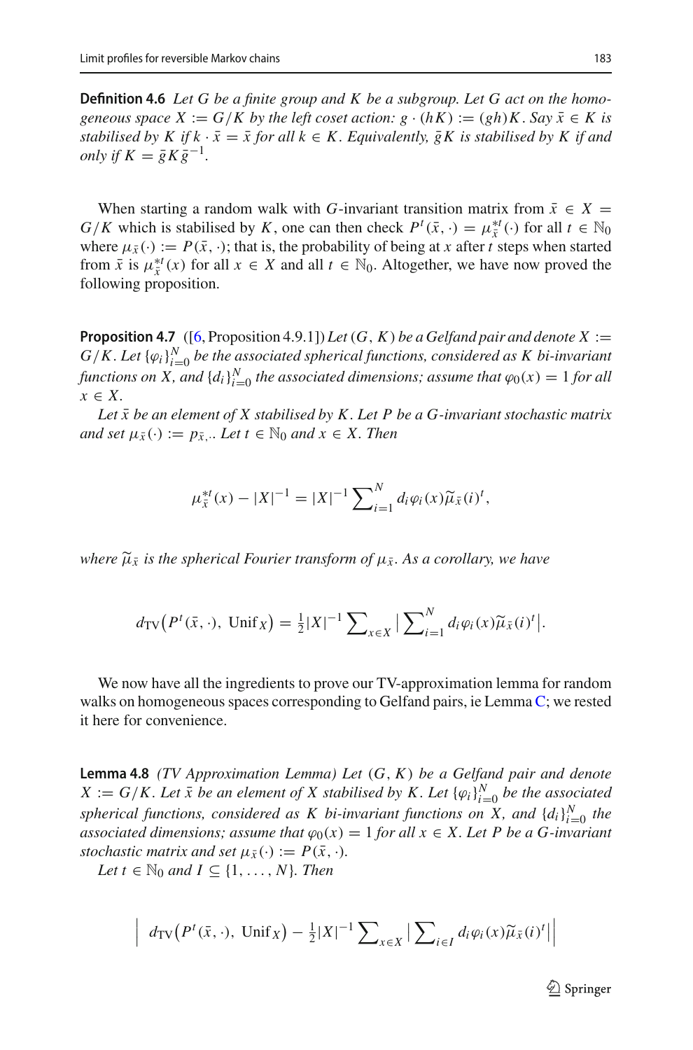**Definition 4.6** *Let $G$ be a finite group and $K$ be a subgroup. Let $G$ act on the homogeneous space $X := G/K$ by the left coset action: $g \cdot (hK) := (gh)K$. Say $\bar{x} \in K$ is stabilised by $K$ if $k \cdot \bar{x} = \bar{x}$ for all $k \in K$. Equivalently, $\bar{g}K$ is stabilised by $K$ if and only if $K = \bar{g}K\bar{g}^{-1}$.*

When starting a random walk with $G$-invariant transition matrix from $\bar{x} \in X = G/K$ which is stabilised by $K$, one can then check $P^t(\bar{x}, \cdot) = \mu_{\bar{x}}^{*t}(\cdot)$ for all $t \in \mathbb{N}_0$ where $\mu_{\bar{x}}(\cdot) := P(\bar{x}, \cdot)$; that is, the probability of being at $x$ after $t$ steps when started from $\bar{x}$ is $\mu_{\bar{x}}^{*t}(x)$ for all $x \in X$ and all $t \in \mathbb{N}_0$. Altogether, we have now proved the following proposition.

**Proposition 4.7** ([6, Proposition 4.9.1]) *Let $(G, K)$ be a Gelfand pair and denote $X := G/K$. Let $\{\varphi_i\}_{i=0}^N$ be the associated spherical functions, considered as $K$ bi-invariant functions on $X$, and $\{d_i\}_{i=0}^N$ the associated dimensions; assume that $\varphi_0(x) = 1$ for all $x \in X$.*

*Let $\bar{x}$ be an element of $X$ stabilised by $K$. Let $P$ be a $G$-invariant stochastic matrix and set $\mu_{\bar{x}}(\cdot) := p_{\bar{x},\cdot}$. Let $t \in \mathbb{N}_0$ and $x \in X$. Then*

$$\mu_{\bar{x}}^{*t}(x) - |X|^{-1} = |X|^{-1} \sum\nolimits_{i=1}^{N} d_i \varphi_i(x) \widetilde{\mu}_{\bar{x}}(i)^t,$$

*where $\widetilde{\mu}_{\bar{x}}$ is the spherical Fourier transform of $\mu_{\bar{x}}$. As a corollary, we have*

$$d_{\mathrm{TV}}\big(P^t(\bar{x}, \cdot),\ \mathrm{Unif}_X\big) = \tfrac{1}{2}|X|^{-1} \sum\nolimits_{x \in X} \big| \sum\nolimits_{i=1}^{N} d_i \varphi_i(x) \widetilde{\mu}_{\bar{x}}(i)^t \big|.$$

We now have all the ingredients to prove our TV-approximation lemma for random walks on homogeneous spaces corresponding to Gelfand pairs, ie Lemma C; we rested it here for convenience.

**Lemma 4.8** *(TV Approximation Lemma) Let $(G, K)$ be a Gelfand pair and denote $X := G/K$. Let $\bar{x}$ be an element of $X$ stabilised by $K$. Let $\{\varphi_i\}_{i=0}^N$ be the associated spherical functions, considered as $K$ bi-invariant functions on $X$, and $\{d_i\}_{i=0}^N$ the associated dimensions; assume that $\varphi_0(x) = 1$ for all $x \in X$. Let $P$ be a $G$-invariant stochastic matrix and set $\mu_{\bar{x}}(\cdot) := P(\bar{x}, \cdot)$.*

*Let $t \in \mathbb{N}_0$ and $I \subseteq \{1, \ldots, N\}$. Then*

$$\Big| \ d_{\mathrm{TV}}\big(P^t(\bar{x}, \cdot),\ \mathrm{Unif}_X\big) - \tfrac{1}{2}|X|^{-1} \sum\nolimits_{x \in X} \big| \sum\nolimits_{i \in I} d_i \varphi_i(x) \widetilde{\mu}_{\bar{x}}(i)^t \big| \Big|$$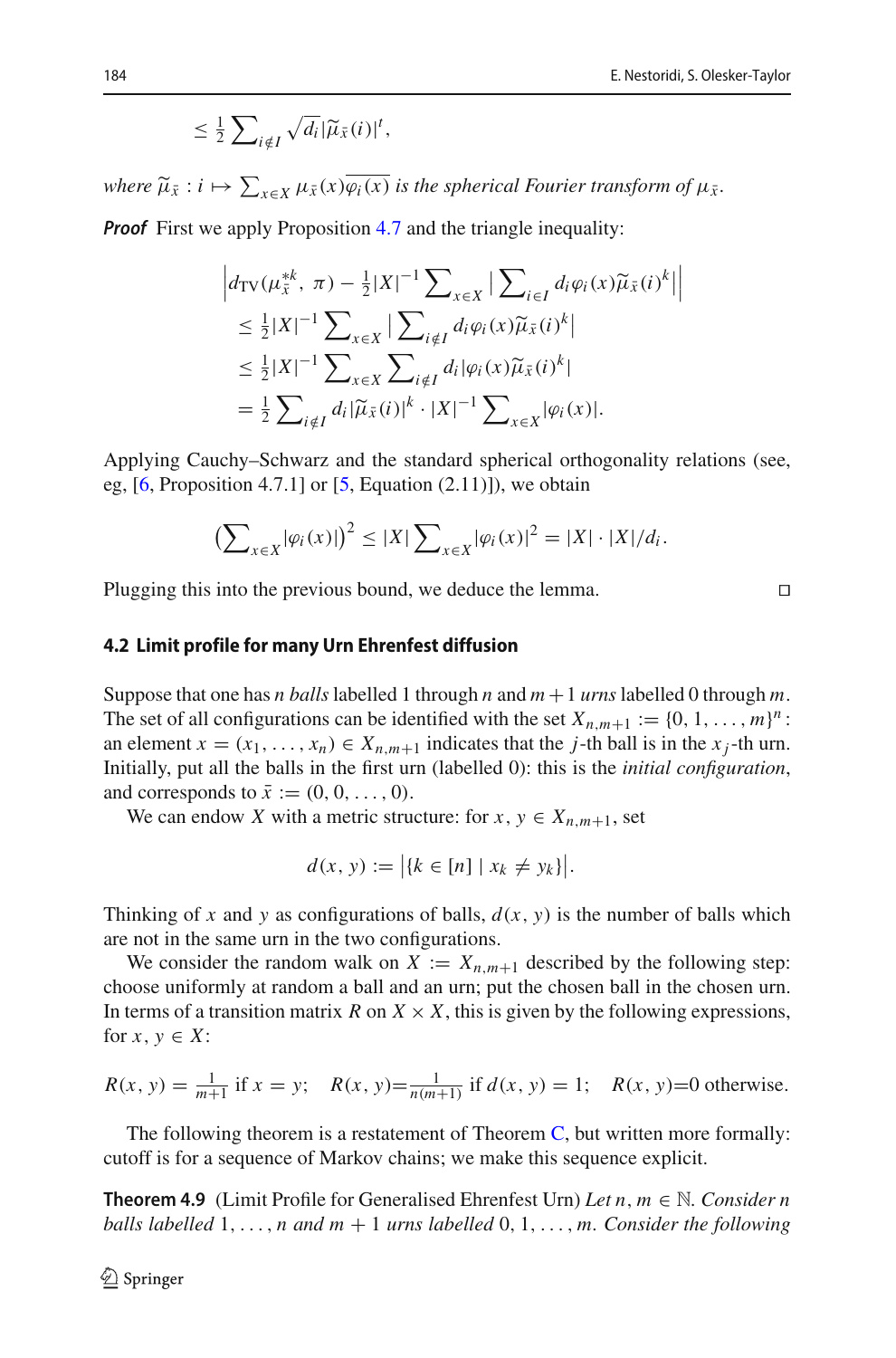$$\leq \tfrac{1}{2} \sum\nolimits_{i \notin I} \sqrt{d_i} |\widetilde{\mu}_{\bar{x}}(i)|^t,$$

*where* $\widetilde{\mu}_{\bar{x}} : i \mapsto \sum_{x \in X} \mu_{\bar{x}}(x)\overline{\varphi_i(x)}$ *is the spherical Fourier transform of* $\mu_{\bar{x}}$.

***Proof*** First we apply Proposition 4.7 and the triangle inequality:

$$\begin{aligned}
&\Big| d_{\mathrm{TV}}(\mu_{\bar{x}}^{*k}, \pi) - \tfrac{1}{2}|X|^{-1} \sum\nolimits_{x \in X} \big| \sum\nolimits_{i \in I} d_i \varphi_i(x) \widetilde{\mu}_{\bar{x}}(i)^k \big| \Big| \\
&\quad \leq \tfrac{1}{2}|X|^{-1} \sum\nolimits_{x \in X} \big| \sum\nolimits_{i \notin I} d_i \varphi_i(x) \widetilde{\mu}_{\bar{x}}(i)^k \big| \\
&\quad \leq \tfrac{1}{2}|X|^{-1} \sum\nolimits_{x \in X} \sum\nolimits_{i \notin I} d_i |\varphi_i(x) \widetilde{\mu}_{\bar{x}}(i)^k| \\
&\quad = \tfrac{1}{2} \sum\nolimits_{i \notin I} d_i |\widetilde{\mu}_{\bar{x}}(i)|^k \cdot |X|^{-1} \sum\nolimits_{x \in X} |\varphi_i(x)|.
\end{aligned}$$

Applying Cauchy–Schwarz and the standard spherical orthogonality relations (see, eg, [6, Proposition 4.7.1] or [5, Equation (2.11)]), we obtain

$$\big(\sum\nolimits_{x \in X} |\varphi_i(x)|\big)^2 \leq |X| \sum\nolimits_{x \in X} |\varphi_i(x)|^2 = |X| \cdot |X|/d_i.$$

Plugging this into the previous bound, we deduce the lemma. □

### 4.2 Limit profile for many Urn Ehrenfest diffusion

Suppose that one has $n$ *balls* labelled 1 through $n$ and $m+1$ *urns* labelled 0 through $m$. The set of all configurations can be identified with the set $X_{n,m+1} := \{0, 1, \ldots, m\}^n$: an element $x = (x_1, \ldots, x_n) \in X_{n,m+1}$ indicates that the $j$-th ball is in the $x_j$-th urn. Initially, put all the balls in the first urn (labelled 0): this is the *initial configuration*, and corresponds to $\bar{x} := (0, 0, \ldots, 0)$.

We can endow $X$ with a metric structure: for $x, y \in X_{n,m+1}$, set

$$d(x, y) := \big|\{k \in [n] \mid x_k \neq y_k\}\big|.$$

Thinking of $x$ and $y$ as configurations of balls, $d(x, y)$ is the number of balls which are not in the same urn in the two configurations.

We consider the random walk on $X := X_{n,m+1}$ described by the following step: choose uniformly at random a ball and an urn; put the chosen ball in the chosen urn. In terms of a transition matrix $R$ on $X \times X$, this is given by the following expressions, for $x, y \in X$:

$$R(x, y) = \tfrac{1}{m+1} \text{ if } x = y; \quad R(x, y) = \tfrac{1}{n(m+1)} \text{ if } d(x, y) = 1; \quad R(x, y) = 0 \text{ otherwise.}$$

The following theorem is a restatement of Theorem C, but written more formally: cutoff is for a sequence of Markov chains; we make this sequence explicit.

**Theorem 4.9** (Limit Profile for Generalised Ehrenfest Urn) *Let* $n, m \in \mathbb{N}$. *Consider* $n$ *balls labelled* $1, \ldots, n$ *and* $m+1$ *urns labelled* $0, 1, \ldots, m$. *Consider the following*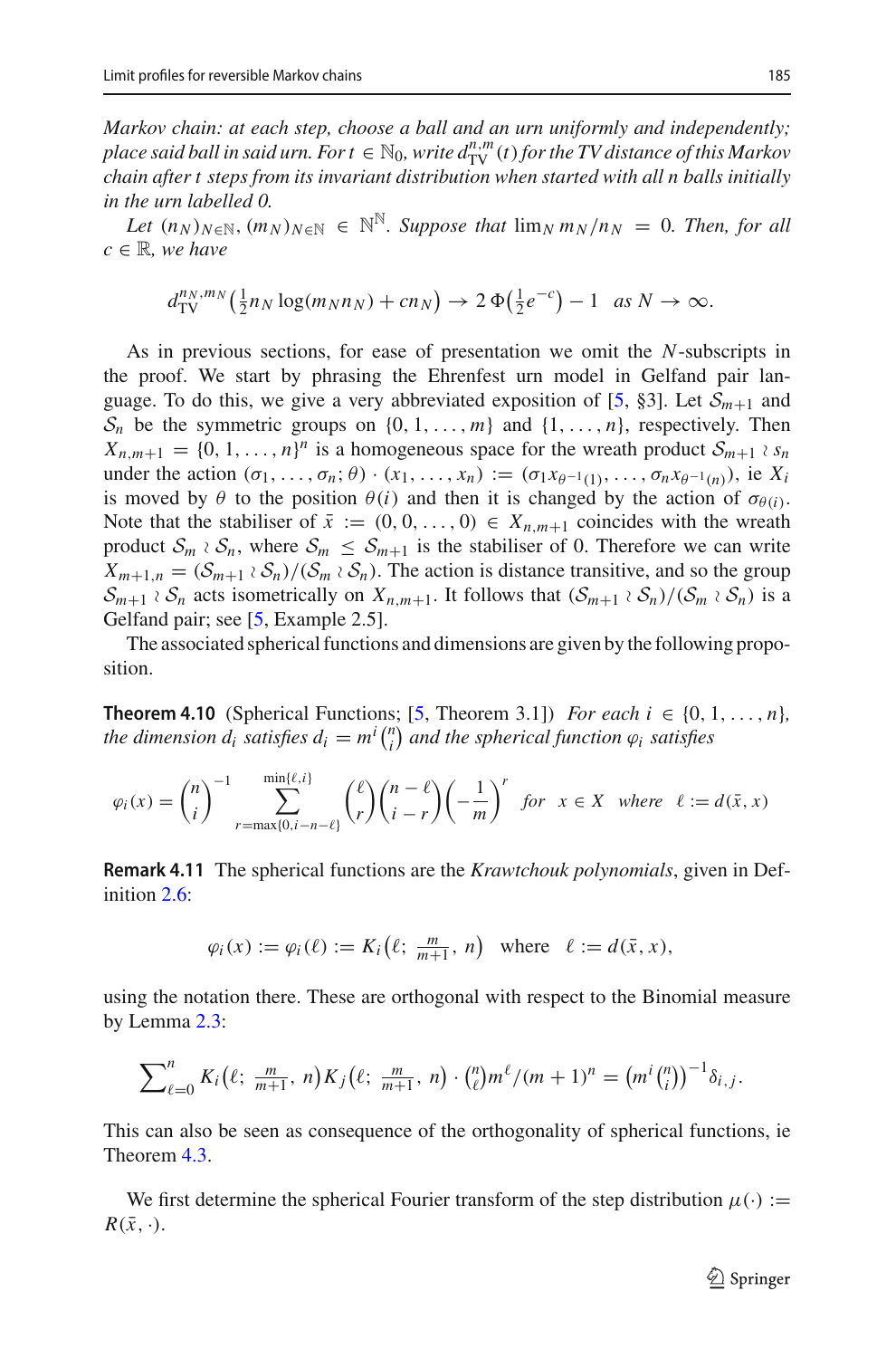*Markov chain: at each step, choose a ball and an urn uniformly and independently; place said ball in said urn. For $t \in \mathbb{N}_0$, write $d_{\mathrm{TV}}^{n,m}(t)$ for the TV distance of this Markov chain after $t$ steps from its invariant distribution when started with all $n$ balls initially in the urn labelled 0.*

*Let $(n_N)_{N\in\mathbb{N}}, (m_N)_{N\in\mathbb{N}} \in \mathbb{N}^{\mathbb{N}}$. Suppose that $\lim_N m_N/n_N = 0$. Then, for all $c \in \mathbb{R}$, we have*

$$d_{\mathrm{TV}}^{n_N,m_N}\big(\tfrac{1}{2} n_N \log(m_N n_N) + c n_N\big) \to 2\,\Phi\big(\tfrac{1}{2}e^{-c}\big) - 1 \quad as\ N \to \infty.$$

As in previous sections, for ease of presentation we omit the $N$-subscripts in the proof. We start by phrasing the Ehrenfest urn model in Gelfand pair language. To do this, we give a very abbreviated exposition of [5, §3]. Let $\mathcal{S}_{m+1}$ and $\mathcal{S}_n$ be the symmetric groups on $\{0, 1, \ldots, m\}$ and $\{1, \ldots, n\}$, respectively. Then $X_{n,m+1} = \{0, 1, \ldots, n\}^n$ is a homogeneous space for the wreath product $\mathcal{S}_{m+1} \wr s_n$ under the action $(\sigma_1, \ldots, \sigma_n; \theta) \cdot (x_1, \ldots, x_n) := (\sigma_1 x_{\theta^{-1}(1)}, \ldots, \sigma_n x_{\theta^{-1}(n)})$, ie $X_i$ is moved by $\theta$ to the position $\theta(i)$ and then it is changed by the action of $\sigma_{\theta(i)}$. Note that the stabiliser of $\bar{x} := (0, 0, \ldots, 0) \in X_{n,m+1}$ coincides with the wreath product $\mathcal{S}_m \wr \mathcal{S}_n$, where $\mathcal{S}_m \le \mathcal{S}_{m+1}$ is the stabiliser of 0. Therefore we can write $X_{m+1,n} = (\mathcal{S}_{m+1} \wr \mathcal{S}_n)/(\mathcal{S}_m \wr \mathcal{S}_n)$. The action is distance transitive, and so the group $\mathcal{S}_{m+1} \wr \mathcal{S}_n$ acts isometrically on $X_{n,m+1}$. It follows that $(\mathcal{S}_{m+1} \wr \mathcal{S}_n)/(\mathcal{S}_m \wr \mathcal{S}_n)$ is a Gelfand pair; see [5, Example 2.5].

The associated spherical functions and dimensions are given by the following proposition.

**Theorem 4.10** (Spherical Functions; [5, Theorem 3.1]) *For each $i \in \{0, 1, \ldots, n\}$, the dimension $d_i$ satisfies $d_i = m^i \binom{n}{i}$ and the spherical function $\varphi_i$ satisfies*

$$\varphi_i(x) = \binom{n}{i}^{-1} \sum_{r=\max\{0,i-n-\ell\}}^{\min\{\ell,i\}} \binom{\ell}{r}\binom{n-\ell}{i-r}\left(-\frac{1}{m}\right)^r \quad for\ \ x \in X \quad where\ \ \ell := d(\bar{x}, x)$$

**Remark 4.11** The spherical functions are the *Krawtchouk polynomials*, given in Definition 2.6:

$$\varphi_i(x) := \varphi_i(\ell) := K_i\big(\ell;\ \tfrac{m}{m+1},\ n\big) \quad \text{where} \quad \ell := d(\bar{x}, x),$$

using the notation there. These are orthogonal with respect to the Binomial measure by Lemma 2.3:

$$\sum\nolimits_{\ell=0}^{n} K_i\big(\ell;\ \tfrac{m}{m+1},\ n\big) K_j\big(\ell;\ \tfrac{m}{m+1},\ n\big) \cdot \tbinom{n}{\ell} m^\ell/(m+1)^n = \big(m^i \tbinom{n}{i}\big)^{-1} \delta_{i,j}.$$

This can also be seen as consequence of the orthogonality of spherical functions, ie Theorem 4.3.

We first determine the spherical Fourier transform of the step distribution $\mu(\cdot) := R(\bar{x}, \cdot)$.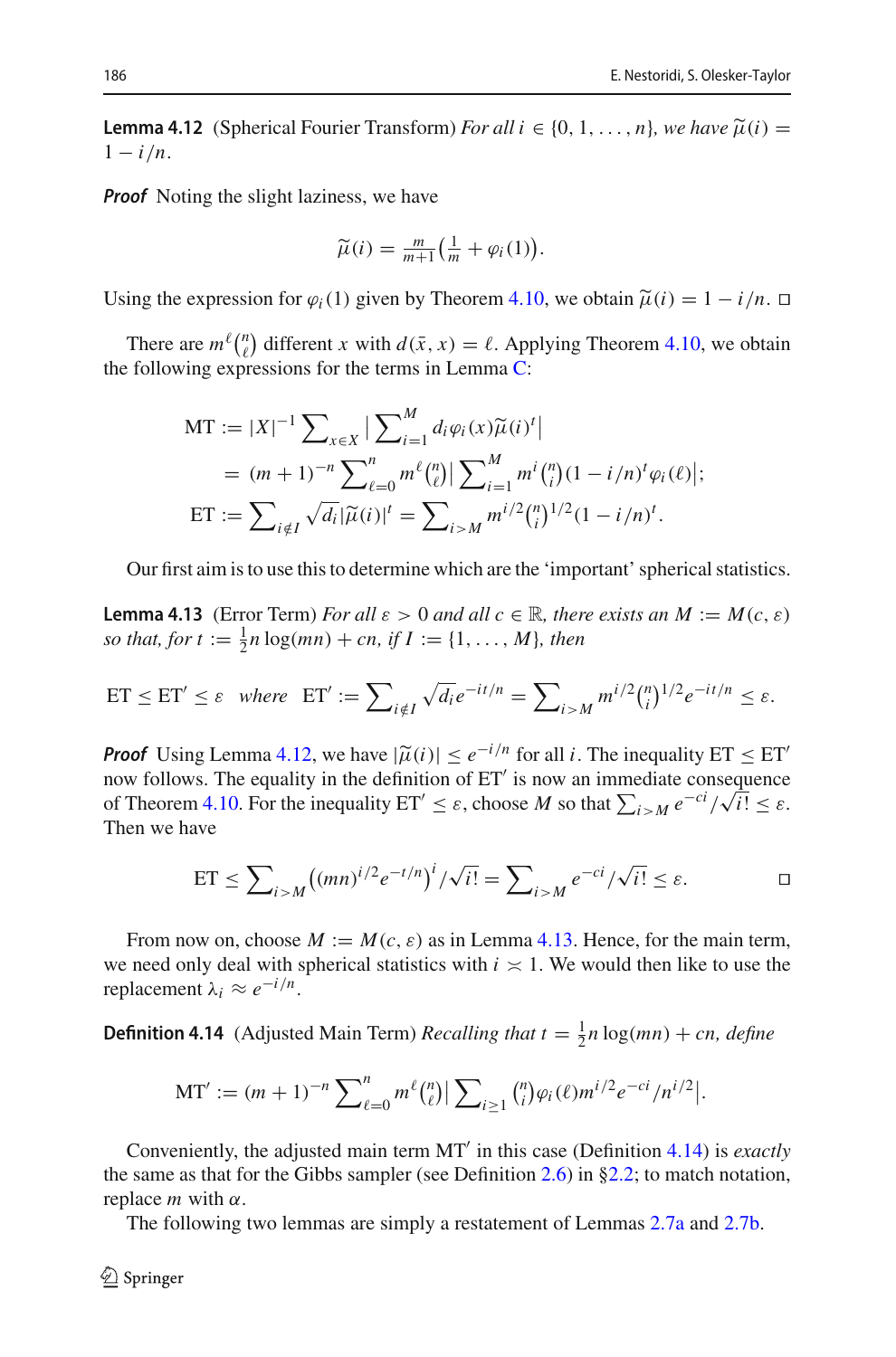**Lemma 4.12** (Spherical Fourier Transform) *For all $i \in \{0, 1, \ldots, n\}$, we have $\widetilde{\mu}(i) = 1 - i/n$.*

***Proof*** Noting the slight laziness, we have

$$\widetilde{\mu}(i) = \tfrac{m}{m+1}\big(\tfrac{1}{m} + \varphi_i(1)\big).$$

Using the expression for $\varphi_i(1)$ given by Theorem 4.10, we obtain $\widetilde{\mu}(i) = 1 - i/n$. □

There are $m^\ell \binom{n}{\ell}$ different $x$ with $d(\bar{x}, x) = \ell$. Applying Theorem 4.10, we obtain the following expressions for the terms in Lemma C:

$$\begin{aligned}
\mathrm{MT} &:= |X|^{-1} \sum\nolimits_{x \in X} \big| \sum\nolimits_{i=1}^{M} d_i \varphi_i(x) \widetilde{\mu}(i)^t \big| \\
&= (m+1)^{-n} \sum\nolimits_{\ell=0}^{n} m^\ell \tbinom{n}{\ell} \big| \sum\nolimits_{i=1}^{M} m^i \tbinom{n}{i} (1 - i/n)^t \varphi_i(\ell) \big|; \\
\mathrm{ET} &:= \sum\nolimits_{i \notin I} \sqrt{d_i} |\widetilde{\mu}(i)|^t = \sum\nolimits_{i > M} m^{i/2} \tbinom{n}{i}^{1/2} (1 - i/n)^t.
\end{aligned}$$

Our first aim is to use this to determine which are the 'important' spherical statistics.

**Lemma 4.13** (Error Term) *For all $\varepsilon > 0$ and all $c \in \mathbb{R}$, there exists an $M := M(c, \varepsilon)$ so that, for $t := \frac{1}{2} n \log(mn) + cn$, if $I := \{1, \ldots, M\}$, then*

$$\mathrm{ET} \le \mathrm{ET}' \le \varepsilon \quad \textit{where} \quad \mathrm{ET}' := \sum\nolimits_{i \notin I} \sqrt{d_i} e^{-it/n} = \sum\nolimits_{i > M} m^{i/2} \tbinom{n}{i}^{1/2} e^{-it/n} \le \varepsilon.$$

***Proof*** Using Lemma 4.12, we have $|\widetilde{\mu}(i)| \le e^{-i/n}$ for all $i$. The inequality $\mathrm{ET} \le \mathrm{ET}'$ now follows. The equality in the definition of $\mathrm{ET}'$ is now an immediate consequence of Theorem 4.10. For the inequality $\mathrm{ET}' \le \varepsilon$, choose $M$ so that $\sum_{i>M} e^{-ci}/\sqrt{i!} \le \varepsilon$. Then we have

$$\mathrm{ET} \le \sum\nolimits_{i > M} \big((mn)^{i/2} e^{-t/n}\big)^i / \sqrt{i!} = \sum\nolimits_{i > M} e^{-ci} / \sqrt{i!} \le \varepsilon. \qquad \square$$

From now on, choose $M := M(c, \varepsilon)$ as in Lemma 4.13. Hence, for the main term, we need only deal with spherical statistics with $i \asymp 1$. We would then like to use the replacement $\lambda_i \approx e^{-i/n}$.

**Definition 4.14** (Adjusted Main Term) *Recalling that $t = \frac{1}{2} n \log(mn) + cn$, define*

$$\mathrm{MT}' := (m+1)^{-n} \sum\nolimits_{\ell=0}^{n} m^\ell \tbinom{n}{\ell} \big| \sum\nolimits_{i \ge 1} \tbinom{n}{i} \varphi_i(\ell) m^{i/2} e^{-ci} / n^{i/2} \big|.$$

Conveniently, the adjusted main term $\mathrm{MT}'$ in this case (Definition 4.14) is *exactly* the same as that for the Gibbs sampler (see Definition 2.6) in §2.2; to match notation, replace $m$ with $\alpha$.

The following two lemmas are simply a restatement of Lemmas 2.7a and 2.7b.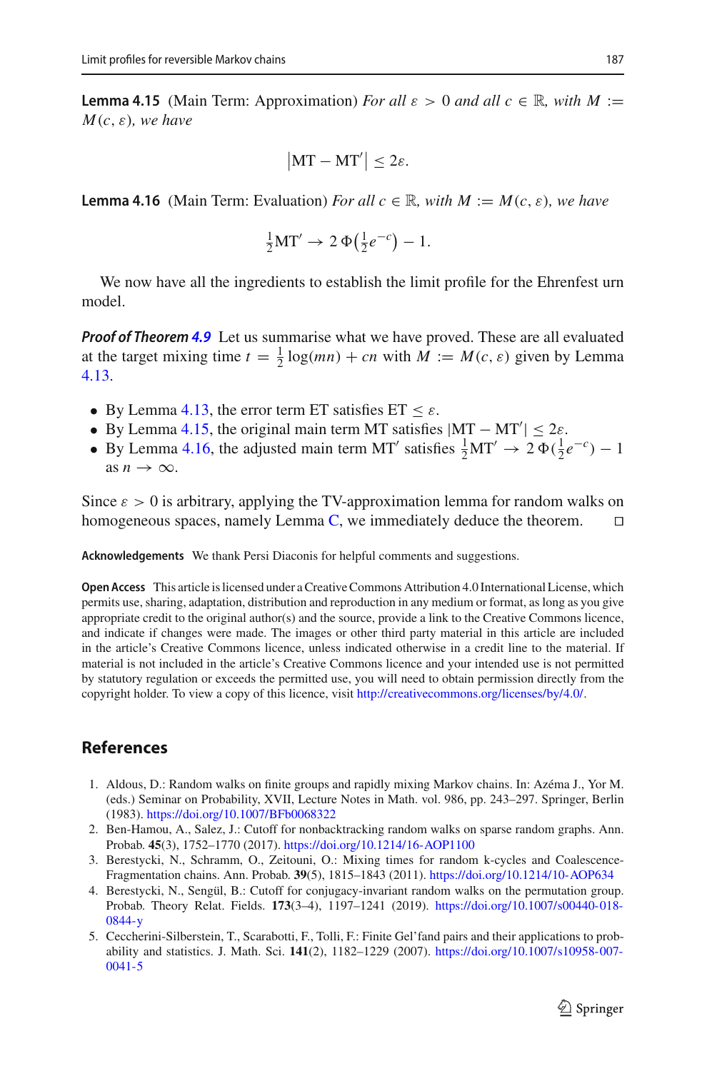**Lemma 4.15** (Main Term: Approximation) *For all* $\varepsilon > 0$ *and all* $c \in \mathbb{R}$*, with* $M := M(c, \varepsilon)$*, we have*

$$\left|\mathrm{MT} - \mathrm{MT}'\right| \le 2\varepsilon.$$

**Lemma 4.16** (Main Term: Evaluation) *For all* $c \in \mathbb{R}$*, with* $M := M(c, \varepsilon)$*, we have*

$$\tfrac{1}{2}\mathrm{MT}' \to 2\,\Phi\bigl(\tfrac{1}{2}e^{-c}\bigr) - 1.$$

We now have all the ingredients to establish the limit profile for the Ehrenfest urn model.

***Proof of Theorem 4.9*** Let us summarise what we have proved. These are all evaluated at the target mixing time $t = \frac{1}{2}\log(mn) + cn$ with $M := M(c, \varepsilon)$ given by Lemma 4.13.

- By Lemma 4.13, the error term ET satisfies $\mathrm{ET} \le \varepsilon$.
- By Lemma 4.15, the original main term MT satisfies $|\mathrm{MT} - \mathrm{MT}'| \le 2\varepsilon$.
- By Lemma 4.16, the adjusted main term $\mathrm{MT}'$ satisfies $\frac{1}{2}\mathrm{MT}' \to 2\,\Phi(\frac{1}{2}e^{-c}) - 1$ as $n \to \infty$.

Since $\varepsilon > 0$ is arbitrary, applying the TV-approximation lemma for random walks on homogeneous spaces, namely Lemma C, we immediately deduce the theorem. □

**Acknowledgements** We thank Persi Diaconis for helpful comments and suggestions.

**Open Access** This article is licensed under a Creative Commons Attribution 4.0 International License, which permits use, sharing, adaptation, distribution and reproduction in any medium or format, as long as you give appropriate credit to the original author(s) and the source, provide a link to the Creative Commons licence, and indicate if changes were made. The images or other third party material in this article are included in the article's Creative Commons licence, unless indicated otherwise in a credit line to the material. If material is not included in the article's Creative Commons licence and your intended use is not permitted by statutory regulation or exceeds the permitted use, you will need to obtain permission directly from the copyright holder. To view a copy of this licence, visit http://creativecommons.org/licenses/by/4.0/.

## References

1. Aldous, D.: Random walks on finite groups and rapidly mixing Markov chains. In: Azéma J., Yor M. (eds.) Seminar on Probability, XVII, Lecture Notes in Math. vol. 986, pp. 243–297. Springer, Berlin (1983). https://doi.org/10.1007/BFb0068322
2. Ben-Hamou, A., Salez, J.: Cutoff for nonbacktracking random walks on sparse random graphs. Ann. Probab. **45**(3), 1752–1770 (2017). https://doi.org/10.1214/16-AOP1100
3. Berestycki, N., Schramm, O., Zeitouni, O.: Mixing times for random k-cycles and Coalescence-Fragmentation chains. Ann. Probab. **39**(5), 1815–1843 (2011). https://doi.org/10.1214/10-AOP634
4. Berestycki, N., Sengül, B.: Cutoff for conjugacy-invariant random walks on the permutation group. Probab. Theory Relat. Fields. **173**(3–4), 1197–1241 (2019). https://doi.org/10.1007/s00440-018-0844-y
5. Ceccherini-Silberstein, T., Scarabotti, F., Tolli, F.: Finite Gel'fand pairs and their applications to probability and statistics. J. Math. Sci. **141**(2), 1182–1229 (2007). https://doi.org/10.1007/s10958-007-0041-5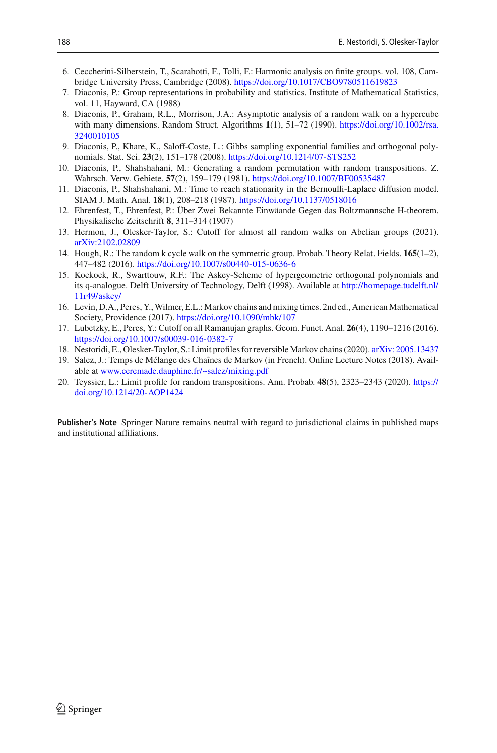6. Ceccherini-Silberstein, T., Scarabotti, F., Tolli, F.: Harmonic analysis on finite groups. vol. 108, Cambridge University Press, Cambridge (2008). https://doi.org/10.1017/CBO9780511619823
7. Diaconis, P.: Group representations in probability and statistics. Institute of Mathematical Statistics, vol. 11, Hayward, CA (1988)
8. Diaconis, P., Graham, R.L., Morrison, J.A.: Asymptotic analysis of a random walk on a hypercube with many dimensions. Random Struct. Algorithms **1**(1), 51–72 (1990). https://doi.org/10.1002/rsa.3240010105
9. Diaconis, P., Khare, K., Saloff-Coste, L.: Gibbs sampling exponential families and orthogonal polynomials. Stat. Sci. **23**(2), 151–178 (2008). https://doi.org/10.1214/07-STS252
10. Diaconis, P., Shahshahani, M.: Generating a random permutation with random transpositions. Z. Wahrsch. Verw. Gebiete. **57**(2), 159–179 (1981). https://doi.org/10.1007/BF00535487
11. Diaconis, P., Shahshahani, M.: Time to reach stationarity in the Bernoulli-Laplace diffusion model. SIAM J. Math. Anal. **18**(1), 208–218 (1987). https://doi.org/10.1137/0518016
12. Ehrenfest, T., Ehrenfest, P.: Über Zwei Bekannte Einwäande Gegen das Boltzmannsche H-theorem. Physikalische Zeitschrift **8**, 311–314 (1907)
13. Hermon, J., Olesker-Taylor, S.: Cutoff for almost all random walks on Abelian groups (2021). arXiv:2102.02809
14. Hough, R.: The random k cycle walk on the symmetric group. Probab. Theory Relat. Fields. **165**(1–2), 447–482 (2016). https://doi.org/10.1007/s00440-015-0636-6
15. Koekoek, R., Swarttouw, R.F.: The Askey-Scheme of hypergeometric orthogonal polynomials and its q-analogue. Delft University of Technology, Delft (1998). Available at http://homepage.tudelft.nl/11r49/askey/
16. Levin, D.A., Peres, Y., Wilmer, E.L.: Markov chains and mixing times. 2nd ed., American Mathematical Society, Providence (2017). https://doi.org/10.1090/mbk/107
17. Lubetzky, E., Peres, Y.: Cutoff on all Ramanujan graphs. Geom. Funct. Anal. **26**(4), 1190–1216 (2016). https://doi.org/10.1007/s00039-016-0382-7
18. Nestoridi, E., Olesker-Taylor, S.: Limit profiles for reversible Markov chains (2020). arXiv: 2005.13437
19. Salez, J.: Temps de Mélange des Chaînes de Markov (in French). Online Lecture Notes (2018). Available at www.ceremade.dauphine.fr/~salez/mixing.pdf
20. Teyssier, L.: Limit profile for random transpositions. Ann. Probab. **48**(5), 2323–2343 (2020). https://doi.org/10.1214/20-AOP1424

**Publisher's Note** Springer Nature remains neutral with regard to jurisdictional claims in published maps and institutional affiliations.